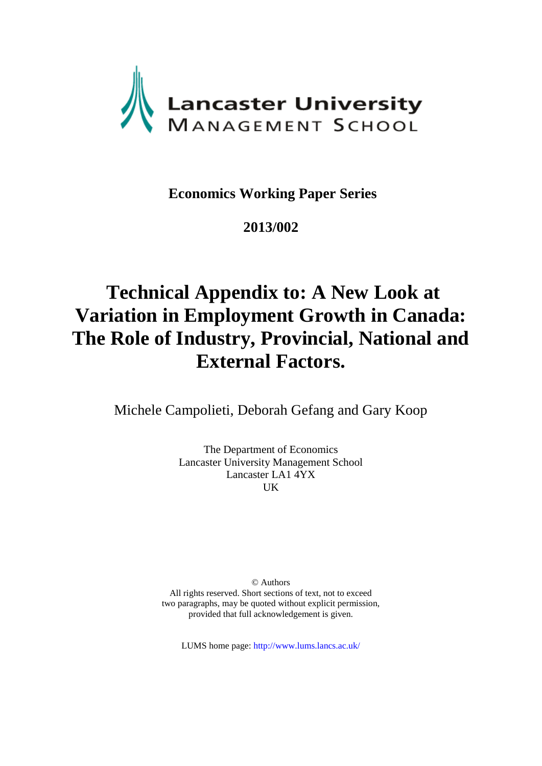Lancaster University
MANAGEMENT SCHOOL

**Economics Working Paper Series**

**2013/002**

# Technical Appendix to: A New Look at Variation in Employment Growth in Canada: The Role of Industry, Provincial, National and External Factors.

Michele Campolieti, Deborah Gefang and Gary Koop

The Department of Economics
Lancaster University Management School
Lancaster LA1 4YX
UK

© Authors
All rights reserved. Short sections of text, not to exceed two paragraphs, may be quoted without explicit permission, provided that full acknowledgement is given.

LUMS home page: http://www.lums.lancs.ac.uk/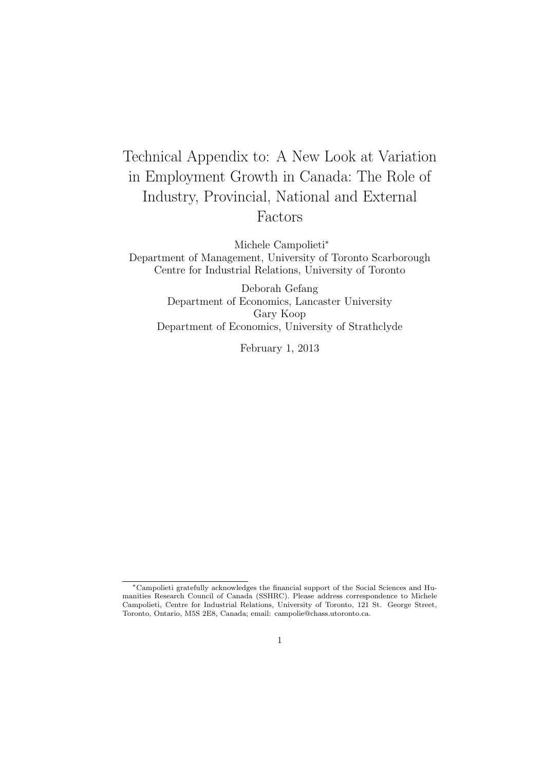# Technical Appendix to: A New Look at Variation in Employment Growth in Canada: The Role of Industry, Provincial, National and External Factors

Michele Campolieti*
Department of Management, University of Toronto Scarborough
Centre for Industrial Relations, University of Toronto

Deborah Gefang
Department of Economics, Lancaster University

Gary Koop
Department of Economics, University of Strathclyde

February 1, 2013

*Campolieti gratefully acknowledges the financial support of the Social Sciences and Humanities Research Council of Canada (SSHRC). Please address correspondence to Michele Campolieti, Centre for Industrial Relations, University of Toronto, 121 St. George Street, Toronto, Ontario, M5S 2E8, Canada; email: campolie@chass.utoronto.ca.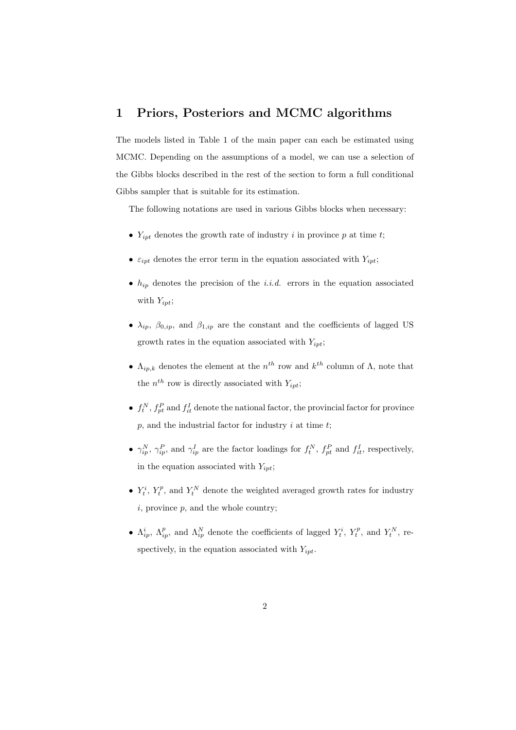# 1 Priors, Posteriors and MCMC algorithms

The models listed in Table 1 of the main paper can each be estimated using MCMC. Depending on the assumptions of a model, we can use a selection of the Gibbs blocks described in the rest of the section to form a full conditional Gibbs sampler that is suitable for its estimation.

The following notations are used in various Gibbs blocks when necessary:

- $Y_{ipt}$ denotes the growth rate of industry $i$ in province $p$ at time $t$;
- $\varepsilon_{ipt}$ denotes the error term in the equation associated with $Y_{ipt}$;
- $h_{ip}$ denotes the precision of the *i.i.d.* errors in the equation associated with $Y_{ipt}$;
- $\lambda_{ip}$, $\beta_{0,ip}$, and $\beta_{1,ip}$ are the constant and the coefficients of lagged US growth rates in the equation associated with $Y_{ipt}$;
- $\Lambda_{ip,k}$ denotes the element at the $n^{th}$ row and $k^{th}$ column of $\Lambda$, note that the $n^{th}$ row is directly associated with $Y_{ipt}$;
- $f_t^N$, $f_{pt}^P$ and $f_{it}^I$ denote the national factor, the provincial factor for province $p$, and the industrial factor for industry $i$ at time $t$;
- $\gamma_{ip}^N$, $\gamma_{ip}^P$, and $\gamma_{ip}^I$ are the factor loadings for $f_t^N$, $f_{pt}^P$ and $f_{it}^I$, respectively, in the equation associated with $Y_{ipt}$;
- $Y_t^i$, $Y_t^p$, and $Y_t^N$ denote the weighted averaged growth rates for industry $i$, province $p$, and the whole country;
- $\Lambda_{ip}^i$, $\Lambda_{ip}^p$, and $\Lambda_{ip}^N$ denote the coefficients of lagged $Y_t^i$, $Y_t^p$, and $Y_t^N$, respectively, in the equation associated with $Y_{ipt}$.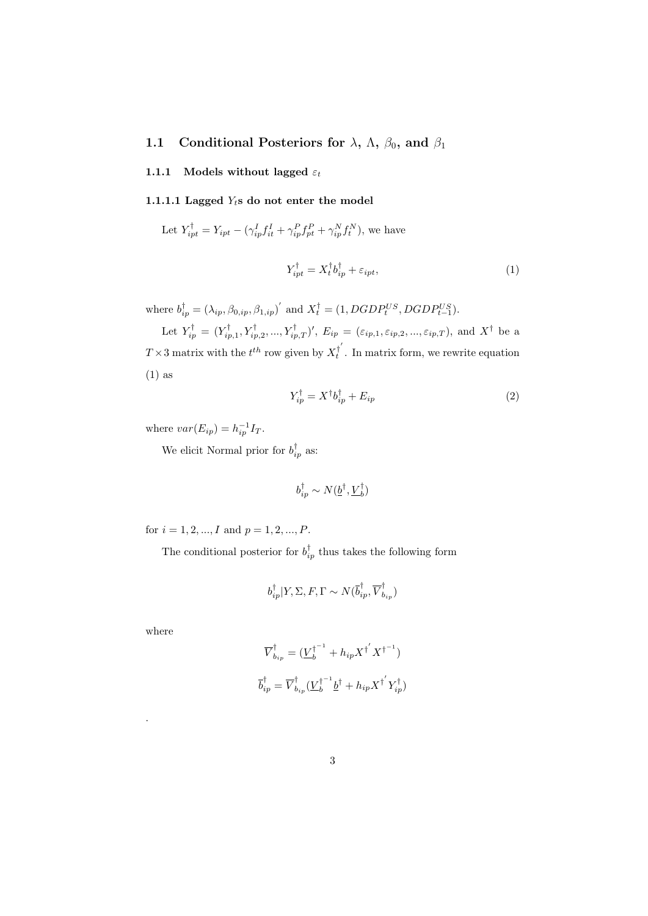## 1.1 Conditional Posteriors for $\lambda$, $\Lambda$, $\beta_0$, and $\beta_1$

### 1.1.1 Models without lagged $\varepsilon_t$

#### 1.1.1.1 Lagged $Y_t$s do not enter the model

Let $Y^{\dagger}_{ipt} = Y_{ipt} - (\gamma^I_{ip} f^I_{it} + \gamma^P_{ip} f^P_{pt} + \gamma^N_{ip} f^N_t)$, we have

$$Y^{\dagger}_{ipt} = X^{\dagger}_t b^{\dagger}_{ip} + \varepsilon_{ipt}, \tag{1}$$

where $b^{\dagger}_{ip} = (\lambda_{ip}, \beta_{0,ip}, \beta_{1,ip})^{'}$ and $X^{\dagger}_t = (1, DGDP^{US}_t, DGDP^{US}_{t-1})$.

Let $Y^{\dagger}_{ip} = (Y^{\dagger}_{ip,1}, Y^{\dagger}_{ip,2}, ..., Y^{\dagger}_{ip,T})'$, $E_{ip} = (\varepsilon_{ip,1}, \varepsilon_{ip,2}, ..., \varepsilon_{ip,T})$, and $X^{\dagger}$ be a $T \times 3$ matrix with the $t^{th}$ row given by $X^{\dagger^{'}}_t$. In matrix form, we rewrite equation (1) as

$$Y^{\dagger}_{ip} = X^{\dagger} b^{\dagger}_{ip} + E_{ip} \tag{2}$$

where $var(E_{ip}) = h^{-1}_{ip} I_T$.

We elicit Normal prior for $b^{\dagger}_{ip}$ as:

$$b^{\dagger}_{ip} \sim N(\underline{b}^{\dagger}, \underline{V}^{\dagger}_b)$$

for $i = 1, 2, ..., I$ and $p = 1, 2, ..., P$.

The conditional posterior for $b^{\dagger}_{ip}$ thus takes the following form

$$b^{\dagger}_{ip} | Y, \Sigma, F, \Gamma \sim N(\overline{b}^{\dagger}_{ip}, \overline{V}^{\dagger}_{b_{ip}})$$

where

$$\overline{V}^{\dagger}_{b_{ip}} = (\underline{V}^{\dagger^{-1}}_b + h_{ip} X^{\dagger^{'}} X^{\dagger^{-1}})$$

$$\overline{b}^{\dagger}_{ip} = \overline{V}^{\dagger}_{b_{ip}} (\underline{V}^{\dagger^{-1}}_b \underline{b}^{\dagger} + h_{ip} X^{\dagger^{'}} Y^{\dagger}_{ip})$$

.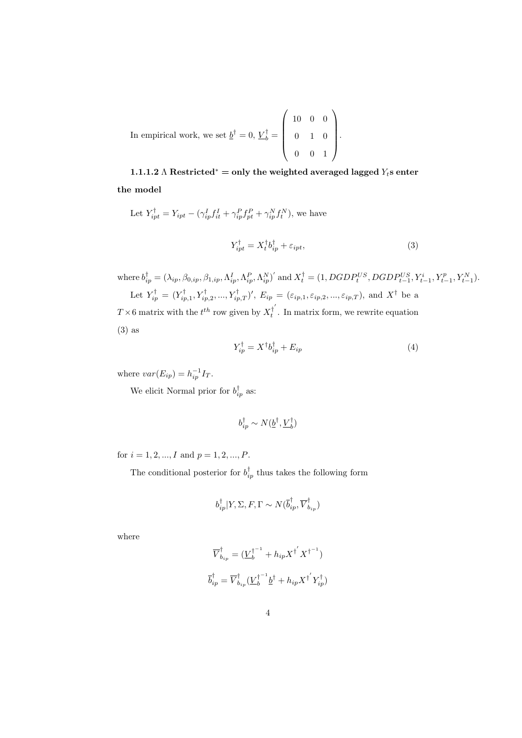In empirical work, we set $\underline{b}^{\dagger} = 0$, $\underline{V}_b^{\dagger} = \begin{pmatrix} 10 & 0 & 0 \\ 0 & 1 & 0 \\ 0 & 0 & 1 \end{pmatrix}$.

#### 1.1.1.2 $\Lambda$ Restricted* = only the weighted averaged lagged $Y_t$s enter the model

Let $Y^{\dagger}_{ipt} = Y_{ipt} - (\gamma^I_{ip} f^I_{it} + \gamma^P_{ip} f^P_{pt} + \gamma^N_{ip} f^N_t)$, we have

$$Y^{\dagger}_{ipt} = X^{\dagger}_t b^{\dagger}_{ip} + \varepsilon_{ipt}, \tag{3}$$

where $b^{\dagger}_{ip} = (\lambda_{ip}, \beta_{0,ip}, \beta_{1,ip}, \Lambda^I_{ip}, \Lambda^P_{ip}, \Lambda^N_{ip})'$ and $X^{\dagger}_t = (1, DGDP^{US}_t, DGDP^{US}_{t-1}, Y^i_{t-1}, Y^p_{t-1}, Y^N_{t-1})$.

Let $Y^{\dagger}_{ip} = (Y^{\dagger}_{ip,1}, Y^{\dagger}_{ip,2}, ..., Y^{\dagger}_{ip,T})'$, $E_{ip} = (\varepsilon_{ip,1}, \varepsilon_{ip,2}, ..., \varepsilon_{ip,T})$, and $X^{\dagger}$ be a $T \times 6$ matrix with the $t^{th}$ row given by $X^{\dagger'}_t$. In matrix form, we rewrite equation (3) as

$$Y^{\dagger}_{ip} = X^{\dagger} b^{\dagger}_{ip} + E_{ip} \tag{4}$$

where $var(E_{ip}) = h^{-1}_{ip} I_T$.

We elicit Normal prior for $b^{\dagger}_{ip}$ as:

$$b^{\dagger}_{ip} \sim N(\underline{b}^{\dagger}, \underline{V}^{\dagger}_b)$$

for $i = 1, 2, ..., I$ and $p = 1, 2, ..., P$.

The conditional posterior for $b^{\dagger}_{ip}$ thus takes the following form

$$b^{\dagger}_{ip} | Y, \Sigma, F, \Gamma \sim N(\overline{b}^{\dagger}_{ip}, \overline{V}^{\dagger}_{b_{ip}})$$

where

$$\overline{V}^{\dagger}_{b_{ip}} = (\underline{V}^{\dagger^{-1}}_b + h_{ip} X^{\dagger'} X^{\dagger^{-1}})$$

$$\overline{b}^{\dagger}_{ip} = \overline{V}^{\dagger}_{b_{ip}} (\underline{V}^{\dagger^{-1}}_b \underline{b}^{\dagger} + h_{ip} X^{\dagger'} Y^{\dagger}_{ip})$$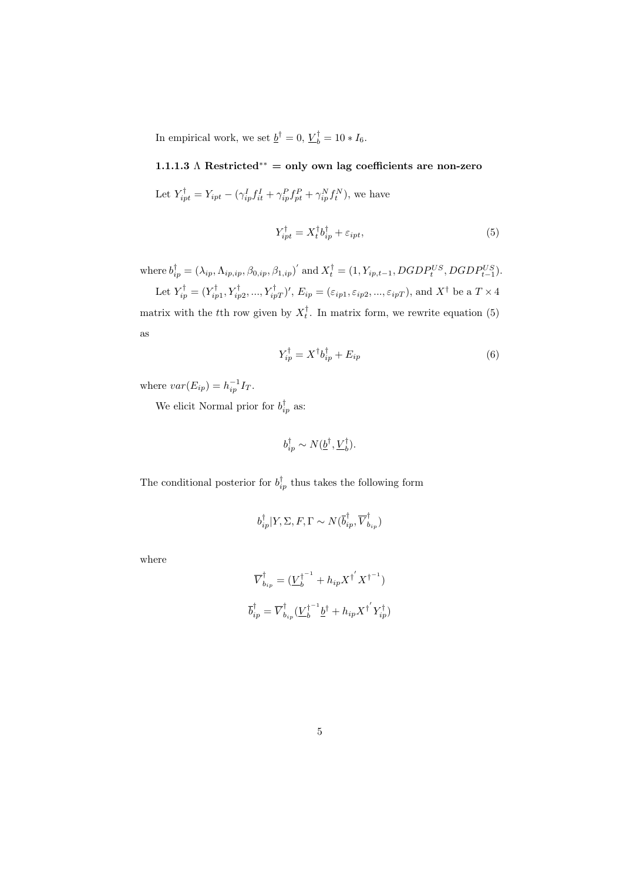In empirical work, we set $\underline{b}^\dagger = 0$, $\underline{V}_b^\dagger = 10 * I_6$.

#### 1.1.1.3 $\Lambda$ Restricted$^{**}$ = only own lag coefficients are non-zero

Let $Y_{ipt}^\dagger = Y_{ipt} - (\gamma_{ip}^I f_{it}^I + \gamma_{ip}^P f_{pt}^P + \gamma_{ip}^N f_t^N)$, we have

$$Y_{ipt}^\dagger = X_t^\dagger b_{ip}^\dagger + \varepsilon_{ipt}, \tag{5}$$

where $b_{ip}^\dagger = (\lambda_{ip}, \Lambda_{ip,ip}, \beta_{0,ip}, \beta_{1,ip})'$ and $X_t^\dagger = (1, Y_{ip,t-1}, DGDP_t^{US}, DGDP_{t-1}^{US})$.

Let $Y_{ip}^\dagger = (Y_{ip1}^\dagger, Y_{ip2}^\dagger, ..., Y_{ipT}^\dagger)'$, $E_{ip} = (\varepsilon_{ip1}, \varepsilon_{ip2}, ..., \varepsilon_{ipT})$, and $X^\dagger$ be a $T \times 4$ matrix with the $t$th row given by $X_t^\dagger$. In matrix form, we rewrite equation (5) as

$$Y_{ip}^\dagger = X^\dagger b_{ip}^\dagger + E_{ip} \tag{6}$$

where $var(E_{ip}) = h_{ip}^{-1} I_T$.

We elicit Normal prior for $b_{ip}^\dagger$ as:

$$b_{ip}^\dagger \sim N(\underline{b}^\dagger, \underline{V}_b^\dagger).$$

The conditional posterior for $b_{ip}^\dagger$ thus takes the following form

$$b_{ip}^\dagger | Y, \Sigma, F, \Gamma \sim N(\overline{b}_{ip}^\dagger, \overline{V}_{b_{ip}}^\dagger)$$

where

$$\overline{V}_{b_{ip}}^\dagger = (\underline{V}_b^{\dagger^{-1}} + h_{ip} X^{\dagger'} X^{\dagger^{-1}})$$

$$\overline{b}_{ip}^\dagger = \overline{V}_{b_{ip}}^\dagger (\underline{V}_b^{\dagger^{-1}} \underline{b}^\dagger + h_{ip} X^{\dagger'} Y_{ip}^\dagger)$$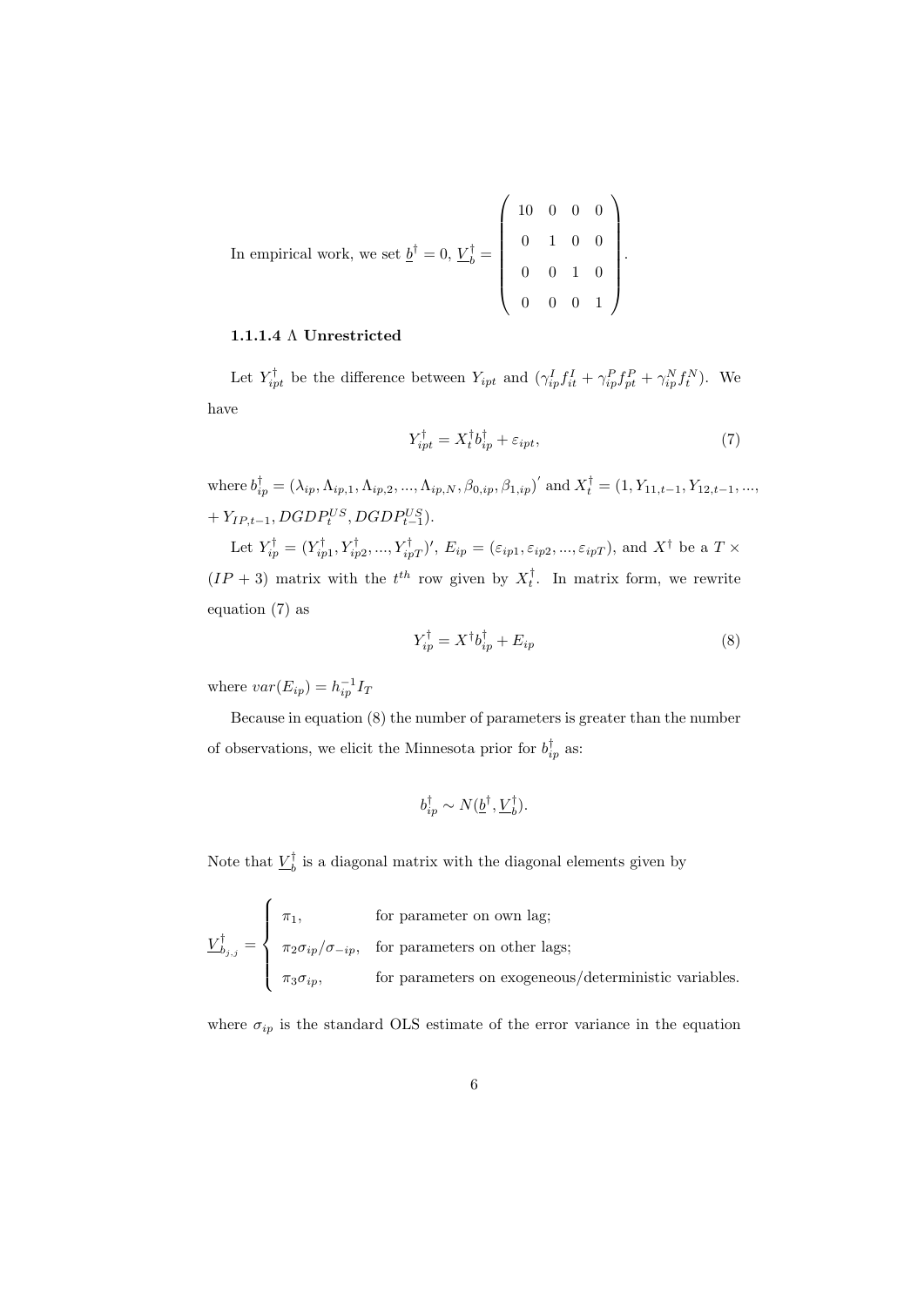In empirical work, we set $\underline{b}^{\dagger} = 0$, $\underline{V}_b^{\dagger} = \begin{pmatrix} 10 & 0 & 0 & 0 \\ 0 & 1 & 0 & 0 \\ 0 & 0 & 1 & 0 \\ 0 & 0 & 0 & 1 \end{pmatrix}$.

#### 1.1.1.4 $\Lambda$ Unrestricted

Let $Y_{ipt}^{\dagger}$ be the difference between $Y_{ipt}$ and $(\gamma_{ip}^{I} f_{it}^{I} + \gamma_{ip}^{P} f_{pt}^{P} + \gamma_{ip}^{N} f_{t}^{N})$. We have

$$Y_{ipt}^{\dagger} = X_t^{\dagger} b_{ip}^{\dagger} + \varepsilon_{ipt}, \tag{7}$$

where $b_{ip}^{\dagger} = (\lambda_{ip}, \Lambda_{ip,1}, \Lambda_{ip,2}, ..., \Lambda_{ip,N}, \beta_{0,ip}, \beta_{1,ip})'$ and $X_t^{\dagger} = (1, Y_{11,t-1}, Y_{12,t-1}, ..., + Y_{IP,t-1}, DGDP_t^{US}, DGDP_{t-1}^{US})$.

Let $Y_{ip}^{\dagger} = (Y_{ip1}^{\dagger}, Y_{ip2}^{\dagger}, ..., Y_{ipT}^{\dagger})'$, $E_{ip} = (\varepsilon_{ip1}, \varepsilon_{ip2}, ..., \varepsilon_{ipT})$, and $X^{\dagger}$ be a $T \times (IP + 3)$ matrix with the $t^{th}$ row given by $X_t^{\dagger}$. In matrix form, we rewrite equation (7) as

$$Y_{ip}^{\dagger} = X^{\dagger} b_{ip}^{\dagger} + E_{ip} \tag{8}$$

where $var(E_{ip}) = h_{ip}^{-1} I_T$

Because in equation (8) the number of parameters is greater than the number of observations, we elicit the Minnesota prior for $b_{ip}^{\dagger}$ as:

$$b_{ip}^{\dagger} \sim N(\underline{b}^{\dagger}, \underline{V}_b^{\dagger}).$$

Note that $\underline{V}_b^{\dagger}$ is a diagonal matrix with the diagonal elements given by

$$\underline{V}_{b_{j,j}}^{\dagger} = \begin{cases} \pi_1, & \text{for parameter on own lag;} \\ \pi_2 \sigma_{ip} / \sigma_{-ip}, & \text{for parameters on other lags;} \\ \pi_3 \sigma_{ip}, & \text{for parameters on exogeneous/deterministic variables.} \end{cases}$$

where $\sigma_{ip}$ is the standard OLS estimate of the error variance in the equation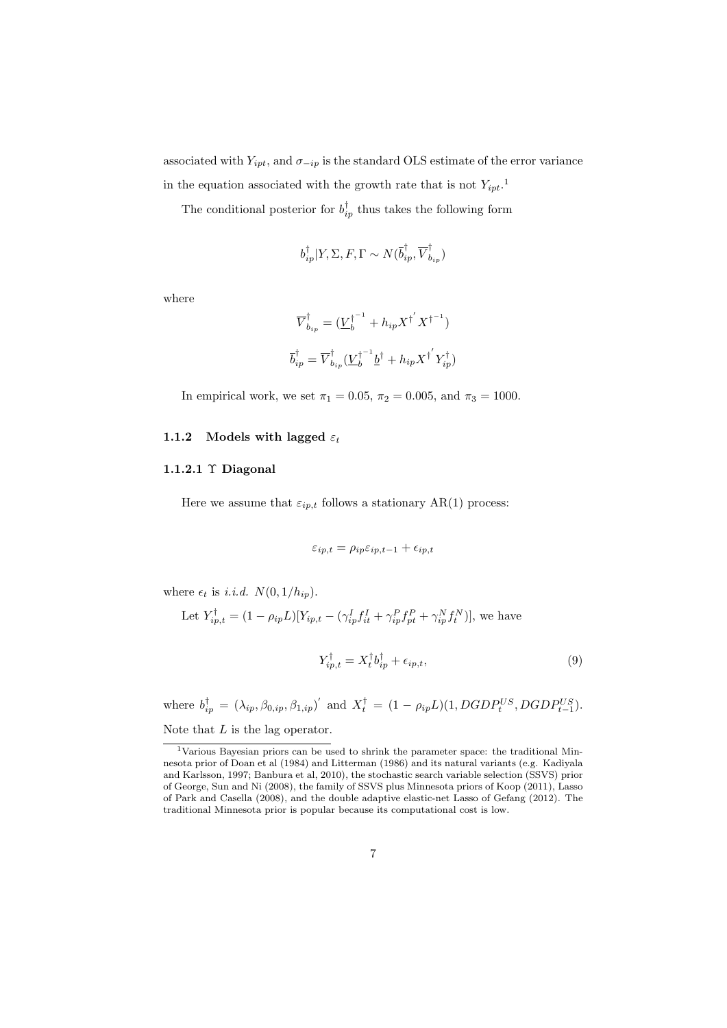associated with $Y_{ipt}$, and $\sigma_{-ip}$ is the standard OLS estimate of the error variance in the equation associated with the growth rate that is not $Y_{ipt}$.[1]

The conditional posterior for $b^{\dagger}_{ip}$ thus takes the following form

$$b^{\dagger}_{ip}|Y, \Sigma, F, \Gamma \sim N(\overline{b}^{\dagger}_{ip}, \overline{V}^{\dagger}_{b_{ip}})$$

where

$$\overline{V}^{\dagger}_{b_{ip}} = (\underline{V}_b^{\dagger^{-1}} + h_{ip} X^{\dagger^{'}} X^{\dagger^{-1}})$$

$$\overline{b}^{\dagger}_{ip} = \overline{V}^{\dagger}_{b_{ip}} (\underline{V}_b^{\dagger^{-1}} \underline{b}^{\dagger} + h_{ip} X^{\dagger^{'}} Y^{\dagger}_{ip})$$

In empirical work, we set $\pi_1 = 0.05$, $\pi_2 = 0.005$, and $\pi_3 = 1000$.

### 1.1.2 Models with lagged $\varepsilon_t$

#### 1.1.2.1 $\Upsilon$ Diagonal

Here we assume that $\varepsilon_{ip,t}$ follows a stationary AR(1) process:

$$\varepsilon_{ip,t} = \rho_{ip} \varepsilon_{ip,t-1} + \epsilon_{ip,t}$$

where $\epsilon_t$ is *i.i.d.* $N(0, 1/h_{ip})$.

Let $Y^{\dagger}_{ip,t} = (1 - \rho_{ip} L)[Y_{ip,t} - (\gamma^I_{ip} f^I_{it} + \gamma^P_{ip} f^P_{pt} + \gamma^N_{ip} f^N_t)]$, we have

$$Y^{\dagger}_{ip,t} = X^{\dagger}_t b^{\dagger}_{ip} + \epsilon_{ip,t}, \tag{9}$$

where $b^{\dagger}_{ip} = (\lambda_{ip}, \beta_{0,ip}, \beta_{1,ip})^{'}$ and $X^{\dagger}_t = (1 - \rho_{ip} L)(1, DGDP^{US}_t, DGDP^{US}_{t-1})$. Note that $L$ is the lag operator.

[1] Various Bayesian priors can be used to shrink the parameter space: the traditional Minnesota prior of Doan et al (1984) and Litterman (1986) and its natural variants (e.g. Kadiyala and Karlsson, 1997; Banbura et al, 2010), the stochastic search variable selection (SSVS) prior of George, Sun and Ni (2008), the family of SSVS plus Minnesota priors of Koop (2011), Lasso of Park and Casella (2008), and the double adaptive elastic-net Lasso of Gefang (2012). The traditional Minnesota prior is popular because its computational cost is low.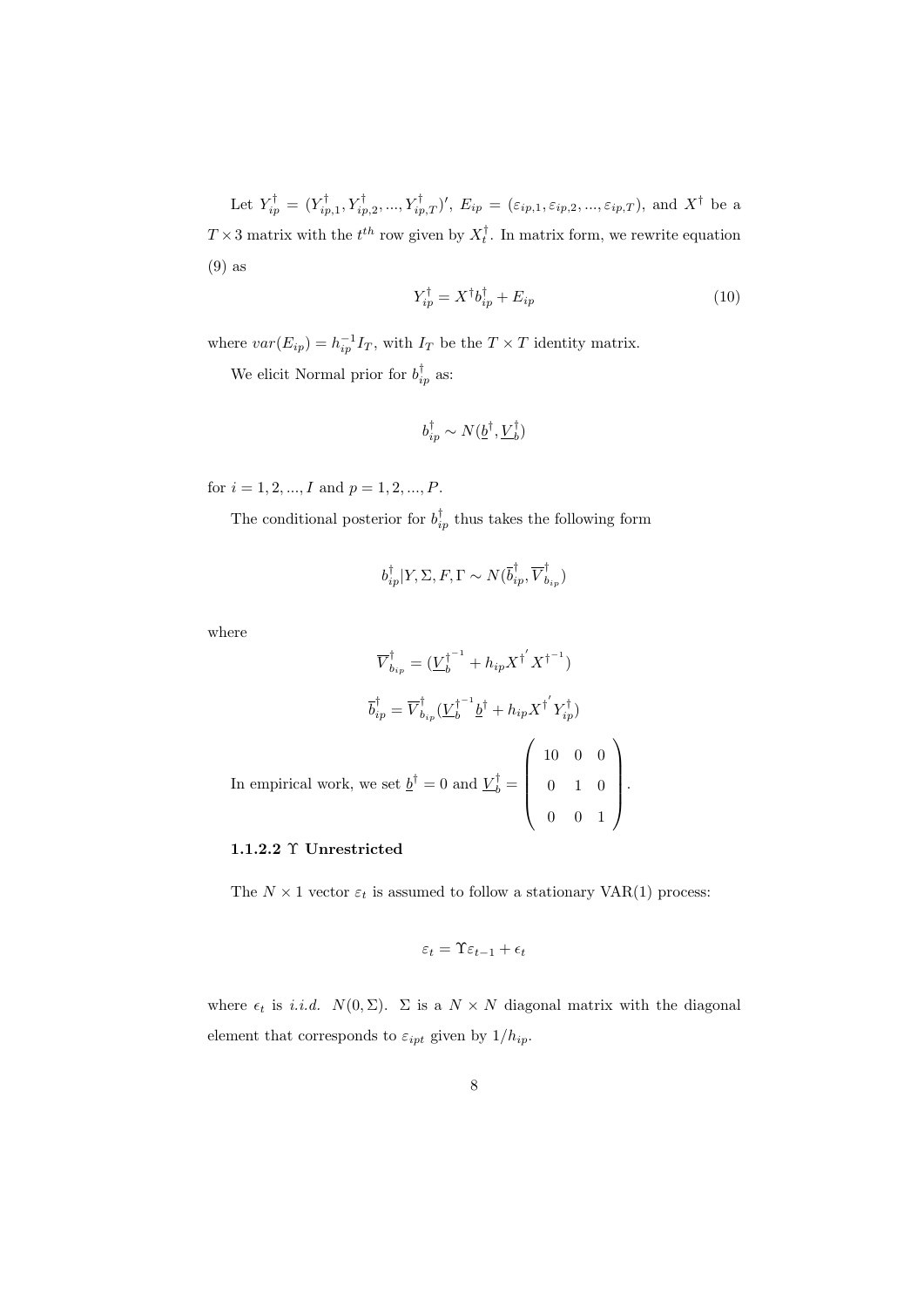Let $Y_{ip}^{\dagger} = (Y_{ip,1}^{\dagger}, Y_{ip,2}^{\dagger}, ..., Y_{ip,T}^{\dagger})'$, $E_{ip} = (\varepsilon_{ip,1}, \varepsilon_{ip,2}, ..., \varepsilon_{ip,T})$, and $X^{\dagger}$ be a $T \times 3$ matrix with the $t^{th}$ row given by $X_t^{\dagger}$. In matrix form, we rewrite equation (9) as

$$Y_{ip}^{\dagger} = X^{\dagger} b_{ip}^{\dagger} + E_{ip} \tag{10}$$

where $var(E_{ip}) = h_{ip}^{-1} I_T$, with $I_T$ be the $T \times T$ identity matrix.

We elicit Normal prior for $b_{ip}^{\dagger}$ as:

$$b_{ip}^{\dagger} \sim N(\underline{b}^{\dagger}, \underline{V}_b^{\dagger})$$

for $i = 1, 2, ..., I$ and $p = 1, 2, ..., P$.

The conditional posterior for $b_{ip}^{\dagger}$ thus takes the following form

$$b_{ip}^{\dagger} | Y, \Sigma, F, \Gamma \sim N(\overline{b}_{ip}^{\dagger}, \overline{V}_{b_{ip}}^{\dagger})$$

where

$$\overline{V}_{b_{ip}}^{\dagger} = (\underline{V}_b^{\dagger^{-1}} + h_{ip} X^{\dagger'} X^{\dagger^{-1}})$$

$$\overline{b}_{ip}^{\dagger} = \overline{V}_{b_{ip}}^{\dagger} (\underline{V}_b^{\dagger^{-1}} \underline{b}^{\dagger} + h_{ip} X^{\dagger'} Y_{ip}^{\dagger})$$

In empirical work, we set $\underline{b}^{\dagger} = 0$ and $\underline{V}_b^{\dagger} = \begin{pmatrix} 10 & 0 & 0 \\ 0 & 1 & 0 \\ 0 & 0 & 1 \end{pmatrix}$.

#### 1.1.2.2 $\Upsilon$ Unrestricted

The $N \times 1$ vector $\varepsilon_t$ is assumed to follow a stationary VAR(1) process:

$$\varepsilon_t = \Upsilon \varepsilon_{t-1} + \epsilon_t$$

where $\epsilon_t$ is *i.i.d.* $N(0, \Sigma)$. $\Sigma$ is a $N \times N$ diagonal matrix with the diagonal element that corresponds to $\varepsilon_{ipt}$ given by $1/h_{ip}$.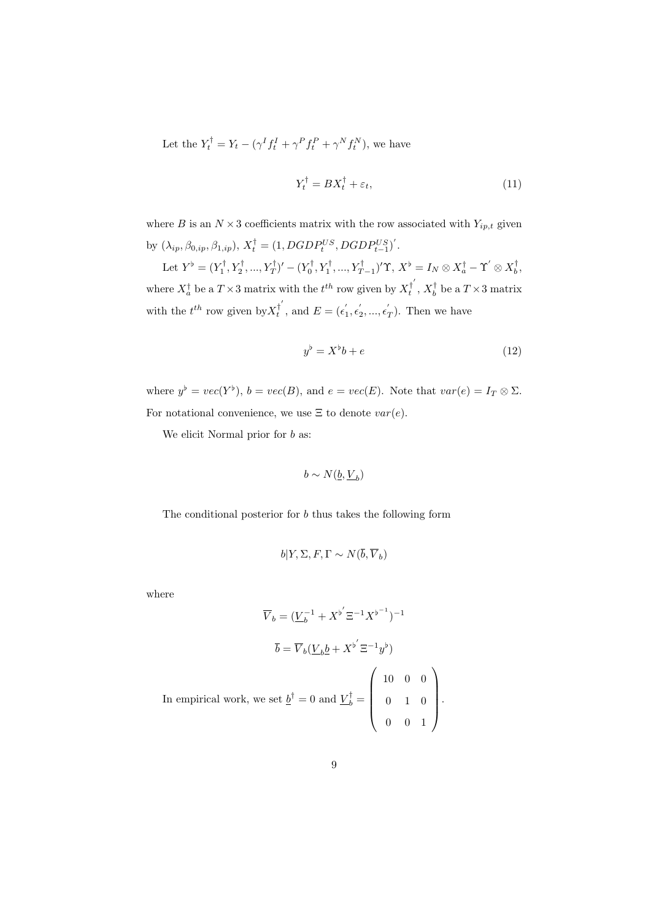Let the $Y_t^{\dagger} = Y_t - (\gamma^I f_t^I + \gamma^P f_t^P + \gamma^N f_t^N)$, we have

$$Y_t^{\dagger} = BX_t^{\dagger} + \varepsilon_t, \tag{11}$$

where $B$ is an $N \times 3$ coefficients matrix with the row associated with $Y_{ip,t}$ given by $(\lambda_{ip}, \beta_{0,ip}, \beta_{1,ip})$, $X_t^{\dagger} = (1, DGDP_t^{US}, DGDP_{t-1}^{US})'$.

Let $Y^{\flat} = (Y_1^{\dagger}, Y_2^{\dagger}, ..., Y_T^{\dagger})' - (Y_0^{\dagger}, Y_1^{\dagger}, ..., Y_{T-1}^{\dagger})'\Upsilon$, $X^{\flat} = I_N \otimes X_a^{\dagger} - \Upsilon' \otimes X_b^{\dagger}$, where $X_a^{\dagger}$ be a $T \times 3$ matrix with the $t^{th}$ row given by $X_t^{\dagger'}$, $X_b^{\dagger}$ be a $T \times 3$ matrix with the $t^{th}$ row given by$X_t^{\dagger'}$, and $E = (\epsilon_1', \epsilon_2', ..., \epsilon_T')$. Then we have

$$y^{\flat} = X^{\flat} b + e \tag{12}$$

where $y^{\flat} = vec(Y^{\flat})$, $b = vec(B)$, and $e = vec(E)$. Note that $var(e) = I_T \otimes \Sigma$. For notational convenience, we use $\Xi$ to denote $var(e)$.

We elicit Normal prior for $b$ as:

$$b \sim N(\underline{b}, \underline{V}_b)$$

The conditional posterior for $b$ thus takes the following form

$$b|Y, \Sigma, F, \Gamma \sim N(\overline{b}, \overline{V}_b)$$

where

$$\overline{V}_b = (\underline{V}_b^{-1} + X^{\flat'} \Xi^{-1} X^{\flat^{-1}})^{-1}$$

$$\overline{b} = \overline{V}_b(\underline{V}_b \underline{b} + X^{\flat'} \Xi^{-1} y^{\flat})$$

In empirical work, we set $\underline{b}^{\dagger} = 0$ and $\underline{V}_b^{\dagger} = \begin{pmatrix} 10 & 0 & 0 \\ 0 & 1 & 0 \\ 0 & 0 & 1 \end{pmatrix}$.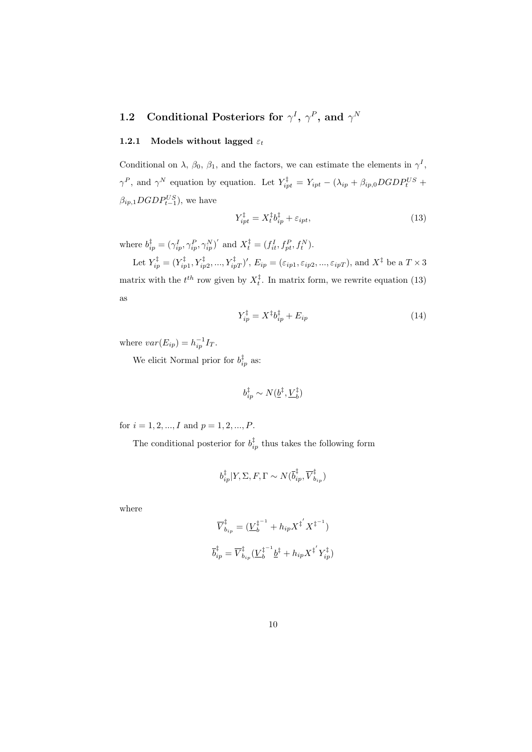## 1.2 Conditional Posteriors for $\gamma^I$, $\gamma^P$, and $\gamma^N$

### 1.2.1 Models without lagged $\varepsilon_t$

Conditional on $\lambda$, $\beta_0$, $\beta_1$, and the factors, we can estimate the elements in $\gamma^I$, $\gamma^P$, and $\gamma^N$ equation by equation. Let $Y^{\ddagger}_{ipt} = Y_{ipt} - (\lambda_{ip} + \beta_{ip,0}DGDP^{US}_t + \beta_{ip,1}DGDP^{US}_{t-1})$, we have

$$Y^{\ddagger}_{ipt} = X^{\ddagger}_t b^{\ddagger}_{ip} + \varepsilon_{ipt}, \tag{13}$$

where $b^{\ddagger}_{ip} = (\gamma^I_{ip}, \gamma^P_{ip}, \gamma^N_{ip})'$ and $X^{\ddagger}_t = (f^I_{it}, f^P_{pt}, f^N_t)$.

Let $Y^{\ddagger}_{ip} = (Y^{\ddagger}_{ip1}, Y^{\ddagger}_{ip2}, ..., Y^{\ddagger}_{ipT})'$, $E_{ip} = (\varepsilon_{ip1}, \varepsilon_{ip2}, ..., \varepsilon_{ipT})$, and $X^{\ddagger}$ be a $T \times 3$ matrix with the $t^{th}$ row given by $X^{\ddagger}_t$. In matrix form, we rewrite equation (13) as

$$Y^{\ddagger}_{ip} = X^{\ddagger} b^{\ddagger}_{ip} + E_{ip} \tag{14}$$

where $var(E_{ip}) = h^{-1}_{ip} I_T$.

We elicit Normal prior for $b^{\ddagger}_{ip}$ as:

$$b^{\ddagger}_{ip} \sim N(\underline{b}^{\ddagger}, \underline{V}^{\ddagger}_b)$$

for $i = 1, 2, ..., I$ and $p = 1, 2, ..., P$.

The conditional posterior for $b^{\ddagger}_{ip}$ thus takes the following form

$$b^{\ddagger}_{ip} | Y, \Sigma, F, \Gamma \sim N(\overline{b}^{\ddagger}_{ip}, \overline{V}^{\ddagger}_{b_{ip}})$$

where

$$\overline{V}^{\ddagger}_{b_{ip}} = (\underline{V}^{\ddagger^{-1}}_b + h_{ip} X^{\ddagger'} X^{\ddagger^{-1}})$$

$$\overline{b}^{\ddagger}_{ip} = \overline{V}^{\ddagger}_{b_{ip}} (\underline{V}^{\ddagger^{-1}}_b \underline{b}^{\ddagger} + h_{ip} X^{\ddagger'} Y^{\ddagger}_{ip})$$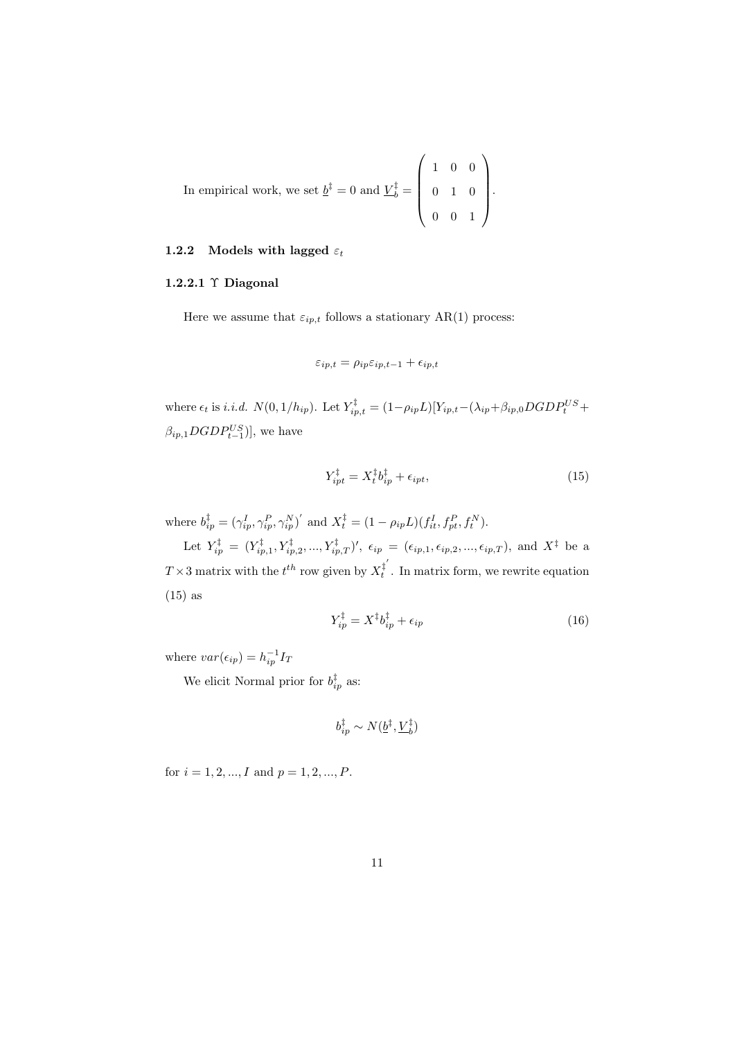In empirical work, we set $\underline{b}^{\ddagger} = 0$ and $\underline{V}_b^{\ddagger} = \begin{pmatrix} 1 & 0 & 0 \\ 0 & 1 & 0 \\ 0 & 0 & 1 \end{pmatrix}$.

### 1.2.2 Models with lagged $\varepsilon_t$

#### 1.2.2.1 $\Upsilon$ Diagonal

Here we assume that $\varepsilon_{ip,t}$ follows a stationary AR(1) process:

$$\varepsilon_{ip,t} = \rho_{ip}\varepsilon_{ip,t-1} + \epsilon_{ip,t}$$

where $\epsilon_t$ is *i.i.d.* $N(0, 1/h_{ip})$. Let $Y_{ip,t}^{\ddagger} = (1-\rho_{ip}L)[Y_{ip,t} - (\lambda_{ip} + \beta_{ip,0}DGDP_t^{US} + \beta_{ip,1}DGDP_{t-1}^{US})]$, we have

$$Y_{ipt}^{\ddagger} = X_t^{\ddagger} b_{ip}^{\ddagger} + \epsilon_{ipt}, \tag{15}$$

where $b_{ip}^{\ddagger} = (\gamma_{ip}^I, \gamma_{ip}^P, \gamma_{ip}^N)'$ and $X_t^{\ddagger} = (1-\rho_{ip}L)(f_{it}^I, f_{pt}^P, f_t^N)$.

Let $Y_{ip}^{\ddagger} = (Y_{ip,1}^{\ddagger}, Y_{ip,2}^{\ddagger}, ..., Y_{ip,T}^{\ddagger})'$, $\epsilon_{ip} = (\epsilon_{ip,1}, \epsilon_{ip,2}, ..., \epsilon_{ip,T})$, and $X^{\ddagger}$ be a $T \times 3$ matrix with the $t^{th}$ row given by $X_t^{\ddagger'}$. In matrix form, we rewrite equation (15) as

$$Y_{ip}^{\ddagger} = X^{\ddagger} b_{ip}^{\ddagger} + \epsilon_{ip} \tag{16}$$

where $var(\epsilon_{ip}) = h_{ip}^{-1} I_T$

We elicit Normal prior for $b_{ip}^{\ddagger}$ as:

$$b_{ip}^{\ddagger} \sim N(\underline{b}^{\ddagger}, \underline{V}_b^{\ddagger})$$

for $i = 1, 2, ..., I$ and $p = 1, 2, ..., P$.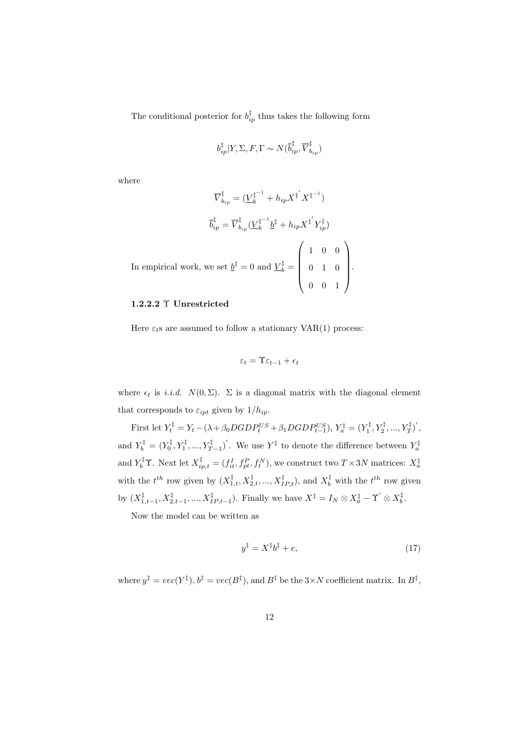The conditional posterior for $b_{ip}^{\ddagger}$ thus takes the following form

$$b_{ip}^{\ddagger}|Y, \Sigma, F, \Gamma \sim N(\overline{b}_{ip}^{\ddagger}, \overline{V}_{b_{ip}}^{\ddagger})$$

where

$$\overline{V}_{b_{ip}}^{\ddagger} = (\underline{V}_{b}^{\ddagger^{-1}} + h_{ip} X^{\ddagger'} X^{\ddagger^{-1}})$$

$$\overline{b}_{ip}^{\ddagger} = \overline{V}_{b_{ip}}^{\ddagger}(\underline{V}_{b}^{\ddagger^{-1}} \underline{b}^{\ddagger} + h_{ip} X^{\ddagger'} Y_{ip}^{\ddagger})$$

In empirical work, we set $\underline{b}^{\ddagger} = 0$ and $\underline{V}_{b}^{\ddagger} = \begin{pmatrix} 1 & 0 & 0 \\ 0 & 1 & 0 \\ 0 & 0 & 1 \end{pmatrix}$.

#### 1.2.2.2 $\Upsilon$ Unrestricted

Here $\varepsilon_t$s are assumed to follow a stationary VAR(1) process:

$$\varepsilon_t = \Upsilon \varepsilon_{t-1} + \epsilon_t$$

where $\epsilon_t$ is *i.i.d.* $N(0, \Sigma)$. $\Sigma$ is a diagonal matrix with the diagonal element that corresponds to $\varepsilon_{ipt}$ given by $1/h_{ip}$.

First let $Y_t^{\ddagger} = Y_t - (\lambda + \beta_0 DGDP_t^{US} + \beta_1 DGDP_{t-1}^{US})$, $Y_a^{\ddagger} = (Y_1^{\ddagger}, Y_2^{\ddagger}, ..., Y_T^{\ddagger})'$, and $Y_b^{\ddagger} = (Y_0^{\ddagger}, Y_1^{\ddagger}, ..., Y_{T-1}^{\ddagger})'$. We use $Y^{\ddagger}$ to denote the difference between $Y_a^{\ddagger}$ and $Y_b^{\ddagger}\Upsilon$. Next let $X_{ip,t}^{\ddagger} = (f_{it}^{I}, f_{pt}^{P}, f_t^{N})$, we construct two $T \times 3N$ matrices: $X_a^{\ddagger}$ with the $t^{th}$ row given by $(X_{1,t}^{\ddagger}, X_{2,t}^{\ddagger}, ..., X_{IP,t}^{\ddagger})$, and $X_b^{\ddagger}$ with the $t^{th}$ row given by $(X_{1,t-1}^{\ddagger}, X_{2,t-1}^{\ddagger}, ..., X_{IP,t-1}^{\ddagger})$. Finally we have $X^{\ddagger} = I_N \otimes X_a^{\ddagger} - \Upsilon' \otimes X_b^{\ddagger}$.

Now the model can be written as

$$y^{\ddagger} = X^{\ddagger} b^{\ddagger} + e, \tag{17}$$

where $y^{\ddagger} = vec(Y^{\ddagger})$, $b^{\ddagger} = vec(B^{\ddagger})$, and $B^{\ddagger}$ be the $3 \times N$ coefficient matrix. In $B^{\ddagger}$,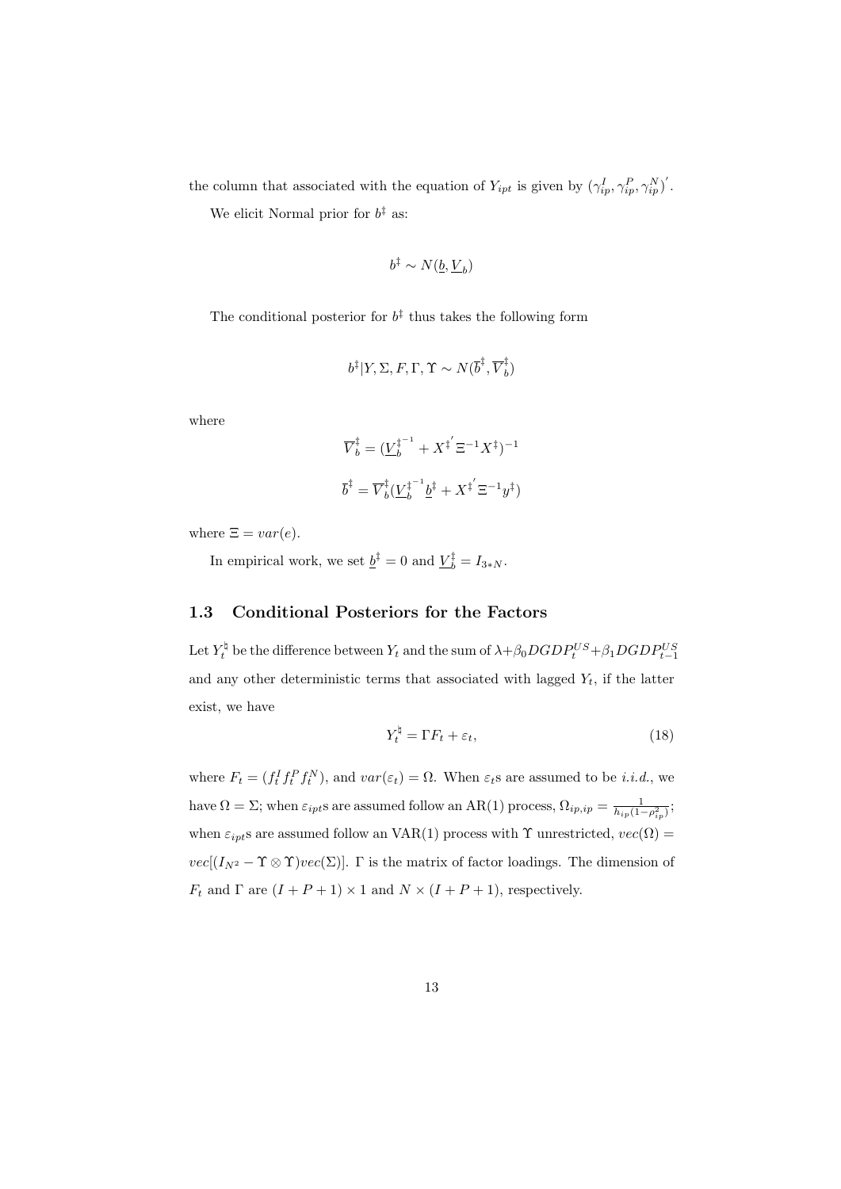the column that associated with the equation of $Y_{ipt}$ is given by $(\gamma_{ip}^{I}, \gamma_{ip}^{P}, \gamma_{ip}^{N})'$.

We elicit Normal prior for $b^{\ddagger}$ as:

$$b^{\ddagger} \sim N(\underline{b}, \underline{V}_b)$$

The conditional posterior for $b^{\ddagger}$ thus takes the following form

$$b^{\ddagger}|Y, \Sigma, F, \Gamma, \Upsilon \sim N(\overline{b}^{\ddagger}, \overline{V}_b^{\ddagger})$$

where

$$\overline{V}_b^{\ddagger} = (\underline{V}_b^{\ddagger^{-1}} + X^{\ddagger^{'}} \Xi^{-1} X^{\ddagger})^{-1}$$

$$\overline{b}^{\ddagger} = \overline{V}_b^{\ddagger}(\underline{V}_b^{\ddagger^{-1}} \underline{b}^{\ddagger} + X^{\ddagger^{'}} \Xi^{-1} y^{\ddagger})$$

where $\Xi = var(e)$.

In empirical work, we set $\underline{b}^{\ddagger} = 0$ and $\underline{V}_b^{\ddagger} = I_{3*N}$.

### 1.3 Conditional Posteriors for the Factors

Let $Y_t^{\natural}$ be the difference between $Y_t$ and the sum of $\lambda + \beta_0 DGDP_t^{US} + \beta_1 DGDP_{t-1}^{US}$ and any other deterministic terms that associated with lagged $Y_t$, if the latter exist, we have

$$Y_t^{\natural} = \Gamma F_t + \varepsilon_t, \tag{18}$$

where $F_t = (f_t^I f_t^P f_t^N)$, and $var(\varepsilon_t) = \Omega$. When $\varepsilon_t$s are assumed to be *i.i.d.*, we have $\Omega = \Sigma$; when $\varepsilon_{ipt}$s are assumed follow an AR(1) process, $\Omega_{ip,ip} = \frac{1}{h_{ip}(1-\rho_{ip}^2)}$; when $\varepsilon_{ipt}$s are assumed follow an VAR(1) process with $\Upsilon$ unrestricted, $vec(\Omega) = vec[(I_{N^2} - \Upsilon \otimes \Upsilon)vec(\Sigma)]$. $\Gamma$ is the matrix of factor loadings. The dimension of $F_t$ and $\Gamma$ are $(I + P + 1) \times 1$ and $N \times (I + P + 1)$, respectively.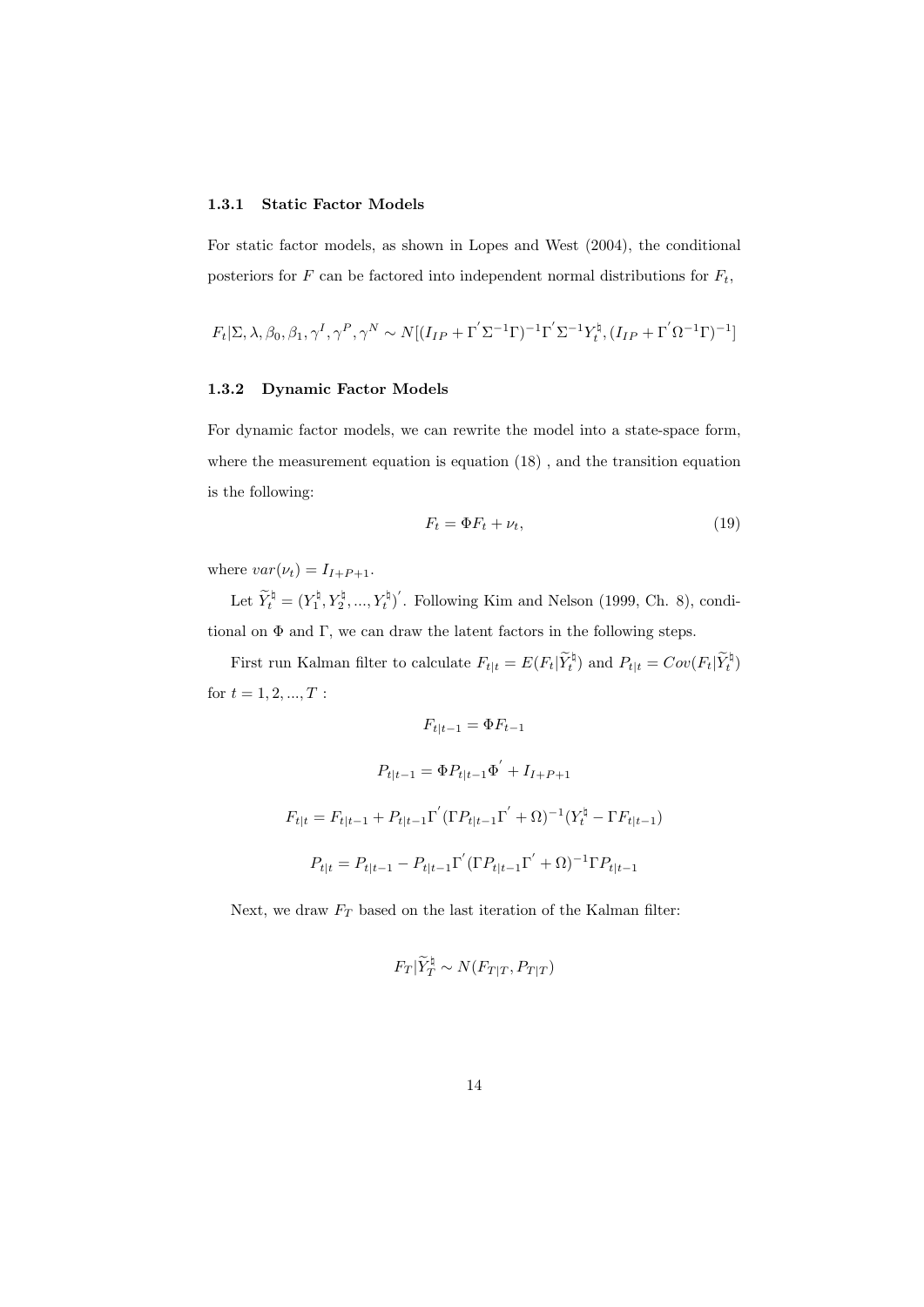### 1.3.1 Static Factor Models

For static factor models, as shown in Lopes and West (2004), the conditional posteriors for $F$ can be factored into independent normal distributions for $F_t$,

$$F_t|\Sigma, \lambda, \beta_0, \beta_1, \gamma^I, \gamma^P, \gamma^N \sim N[(I_{IP} + \Gamma^{'}\Sigma^{-1}\Gamma)^{-1}\Gamma^{'}\Sigma^{-1}Y_t^{\natural}, (I_{IP} + \Gamma^{'}\Omega^{-1}\Gamma)^{-1}]$$

### 1.3.2 Dynamic Factor Models

For dynamic factor models, we can rewrite the model into a state-space form, where the measurement equation is equation (18) , and the transition equation is the following:

$$F_t = \Phi F_t + \nu_t, \tag{19}$$

where $var(\nu_t) = I_{I+P+1}$.

Let $\widetilde{Y}_t^{\natural} = (Y_1^{\natural}, Y_2^{\natural}, ..., Y_t^{\natural})^{'}$. Following Kim and Nelson (1999, Ch. 8), conditional on $\Phi$ and $\Gamma$, we can draw the latent factors in the following steps.

First run Kalman filter to calculate $F_{t|t} = E(F_t|\widetilde{Y}_t^{\natural})$ and $P_{t|t} = Cov(F_t|\widetilde{Y}_t^{\natural})$ for $t = 1, 2, ..., T$ :

$$F_{t|t-1} = \Phi F_{t-1}$$

$$P_{t|t-1} = \Phi P_{t|t-1}\Phi^{'} + I_{I+P+1}$$

$$F_{t|t} = F_{t|t-1} + P_{t|t-1}\Gamma^{'}(\Gamma P_{t|t-1}\Gamma^{'} + \Omega)^{-1}(Y_t^{\natural} - \Gamma F_{t|t-1})$$

$$P_{t|t} = P_{t|t-1} - P_{t|t-1}\Gamma^{'}(\Gamma P_{t|t-1}\Gamma^{'} + \Omega)^{-1}\Gamma P_{t|t-1}$$

Next, we draw $F_T$ based on the last iteration of the Kalman filter:

$$F_T|\widetilde{Y}_T^{\natural} \sim N(F_{T|T}, P_{T|T})$$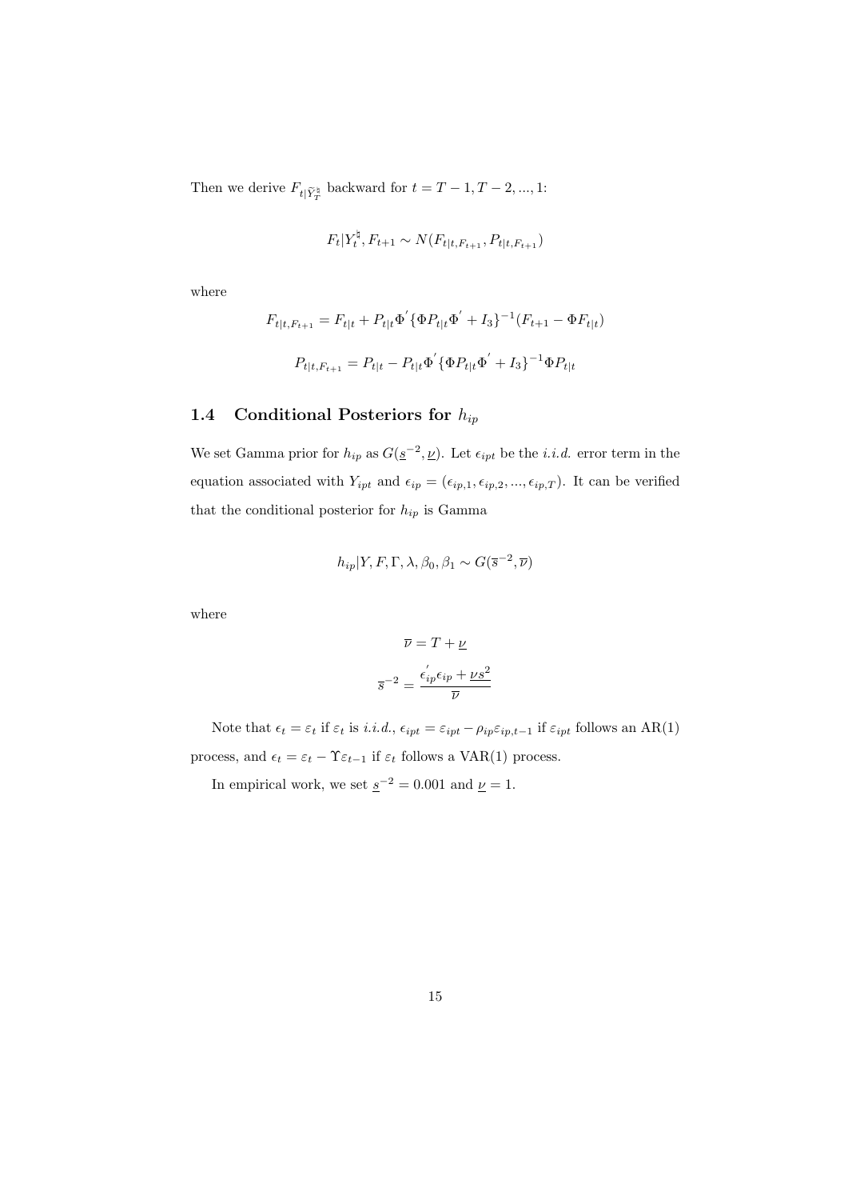Then we derive $F_{t|\widetilde{Y}_T^\natural}$ backward for $t = T-1, T-2, ..., 1$:

$$F_t | Y_t^\natural, F_{t+1} \sim N(F_{t|t,F_{t+1}}, P_{t|t,F_{t+1}})$$

where

$$F_{t|t,F_{t+1}} = F_{t|t} + P_{t|t}\Phi^{'}\{\Phi P_{t|t}\Phi^{'} + I_3\}^{-1}(F_{t+1} - \Phi F_{t|t})$$

$$P_{t|t,F_{t+1}} = P_{t|t} - P_{t|t}\Phi^{'}\{\Phi P_{t|t}\Phi^{'} + I_3\}^{-1}\Phi P_{t|t}$$

### 1.4 Conditional Posteriors for $h_{ip}$

We set Gamma prior for $h_{ip}$ as $G(\underline{s}^{-2}, \underline{\nu})$. Let $\epsilon_{ipt}$ be the *i.i.d.* error term in the equation associated with $Y_{ipt}$ and $\epsilon_{ip} = (\epsilon_{ip,1}, \epsilon_{ip,2}, ..., \epsilon_{ip,T})$. It can be verified that the conditional posterior for $h_{ip}$ is Gamma

$$h_{ip} | Y, F, \Gamma, \lambda, \beta_0, \beta_1 \sim G(\overline{s}^{-2}, \overline{\nu})$$

where

$$\overline{\nu} = T + \underline{\nu}$$

$$\overline{s}^{-2} = \frac{\epsilon_{ip}^{'}\epsilon_{ip} + \underline{\nu s}^2}{\overline{\nu}}$$

Note that $\epsilon_t = \varepsilon_t$ if $\varepsilon_t$ is *i.i.d.*, $\epsilon_{ipt} = \varepsilon_{ipt} - \rho_{ip}\varepsilon_{ip,t-1}$ if $\varepsilon_{ipt}$ follows an AR(1) process, and $\epsilon_t = \varepsilon_t - \Upsilon\varepsilon_{t-1}$ if $\varepsilon_t$ follows a VAR(1) process.

In empirical work, we set $\underline{s}^{-2} = 0.001$ and $\underline{\nu} = 1$.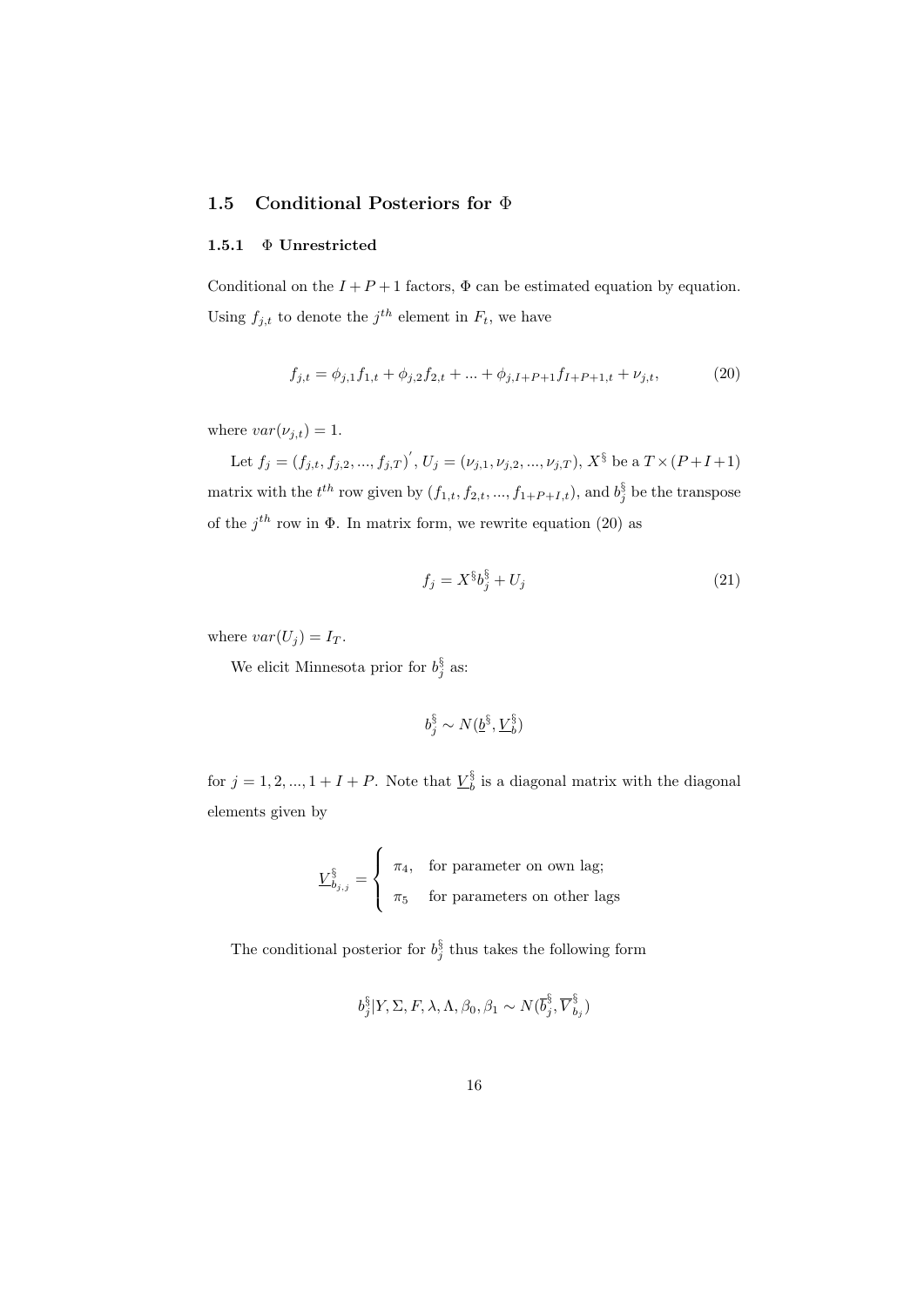### 1.5 Conditional Posteriors for $\Phi$

#### 1.5.1 $\Phi$ Unrestricted

Conditional on the $I+P+1$ factors, $\Phi$ can be estimated equation by equation. Using $f_{j,t}$ to denote the $j^{th}$ element in $F_t$, we have

$$f_{j,t} = \phi_{j,1} f_{1,t} + \phi_{j,2} f_{2,t} + ... + \phi_{j,I+P+1} f_{I+P+1,t} + \nu_{j,t}, \tag{20}$$

where $var(\nu_{j,t}) = 1$.

Let $f_j = (f_{j,t}, f_{j,2}, ..., f_{j,T})'$, $U_j = (\nu_{j,1}, \nu_{j,2}, ..., \nu_{j,T})$, $X^{\S}$ be a $T \times (P+I+1)$ matrix with the $t^{th}$ row given by $(f_{1,t}, f_{2,t}, ..., f_{1+P+I,t})$, and $b_j^{\S}$ be the transpose of the $j^{th}$ row in $\Phi$. In matrix form, we rewrite equation (20) as

$$f_j = X^{\S} b_j^{\S} + U_j \tag{21}$$

where $var(U_j) = I_T$.

We elicit Minnesota prior for $b_j^{\S}$ as:

$$b_j^{\S} \sim N(\underline{b}^{\S}, \underline{V}_b^{\S})$$

for $j = 1, 2, ..., 1+I+P$. Note that $\underline{V}_b^{\S}$ is a diagonal matrix with the diagonal elements given by

$$\underline{V}_{b_{j,j}}^{\S} = \begin{cases} \pi_4, & \text{for parameter on own lag;} \\ \pi_5 & \text{for parameters on other lags} \end{cases}$$

The conditional posterior for $b_j^{\S}$ thus takes the following form

$$b_j^{\S} | Y, \Sigma, F, \lambda, \Lambda, \beta_0, \beta_1 \sim N(\overline{b}_j^{\S}, \overline{V}_{b_j}^{\S})$$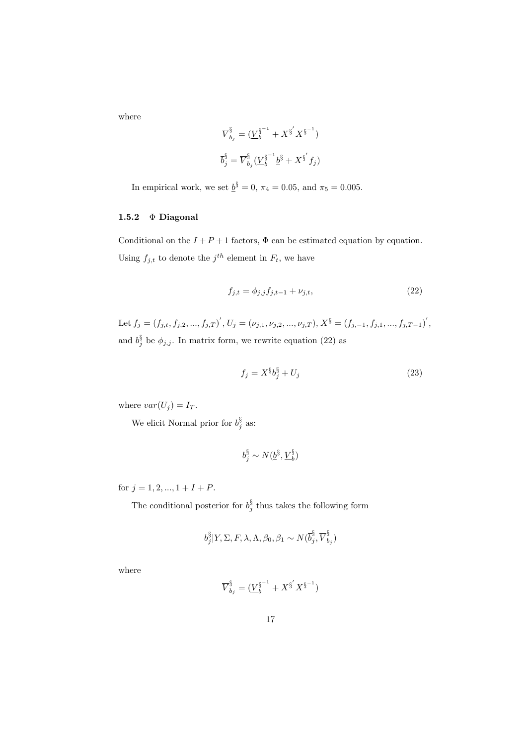where

$$\overline{V}^{\S}_{b_j} = (\underline{V}^{\S^{-1}}_{b} + X^{\S^{'}} X^{\S^{-1}})$$

$$\overline{b}^{\S}_{j} = \overline{V}^{\S}_{b_j} (\underline{V}^{\S^{-1}}_{b} \underline{b}^{\S} + X^{\S^{'}} f_j)$$

In empirical work, we set $\underline{b}^{\S} = 0$, $\pi_4 = 0.05$, and $\pi_5 = 0.005$.

### 1.5.2 Φ Diagonal

Conditional on the $I + P + 1$ factors, $\Phi$ can be estimated equation by equation. Using $f_{j,t}$ to denote the $j^{th}$ element in $F_t$, we have

$$f_{j,t} = \phi_{j,j} f_{j,t-1} + \nu_{j,t}, \tag{22}$$

Let $f_j = (f_{j,t}, f_{j,2}, ..., f_{j,T})^{'}$, $U_j = (\nu_{j,1}, \nu_{j,2}, ..., \nu_{j,T})$, $X^{\S} = (f_{j,-1}, f_{j,1}, ..., f_{j,T-1})^{'}$, and $b^{\S}_j$ be $\phi_{j,j}$. In matrix form, we rewrite equation (22) as

$$f_j = X^{\S} b^{\S}_j + U_j \tag{23}$$

where $var(U_j) = I_T$.

We elicit Normal prior for $b^{\S}_j$ as:

$$b^{\S}_j \sim N(\underline{b}^{\S}, \underline{V}^{\S}_b)$$

for $j = 1, 2, ..., 1 + I + P$.

The conditional posterior for $b^{\S}_j$ thus takes the following form

$$b^{\S}_j | Y, \Sigma, F, \lambda, \Lambda, \beta_0, \beta_1 \sim N(\overline{b}^{\S}_j, \overline{V}^{\S}_{b_j})$$

where

$$\overline{V}^{\S}_{b_j} = (\underline{V}^{\S^{-1}}_{b} + X^{\S^{'}} X^{\S^{-1}})$$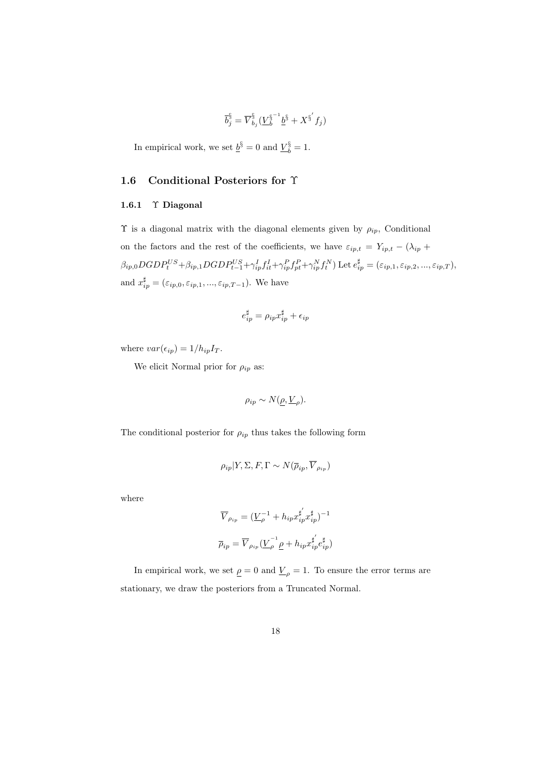$$\overline{b}_j^{\S} = \overline{V}_{b_j}^{\S} (\underline{V}_b^{\S^{-1}} \underline{b}^{\S} + X^{\S'} f_j)$$

In empirical work, we set $\underline{b}^{\S} = 0$ and $\underline{V}_b^{\S} = 1$.

## 1.6 Conditional Posteriors for $\Upsilon$

### 1.6.1 $\Upsilon$ Diagonal

$\Upsilon$ is a diagonal matrix with the diagonal elements given by $\rho_{ip}$, Conditional on the factors and the rest of the coefficients, we have $\varepsilon_{ip,t} = Y_{ip,t} - (\lambda_{ip} + \beta_{ip,0} DGDP_t^{US} + \beta_{ip,1} DGDP_{t-1}^{US} + \gamma_{ip}^I f_{it}^I + \gamma_{ip}^P f_{pt}^P + \gamma_{ip}^N f_t^N)$ Let $e_{ip}^{\sharp} = (\varepsilon_{ip,1}, \varepsilon_{ip,2}, ..., \varepsilon_{ip,T})$, and $x_{ip}^{\sharp} = (\varepsilon_{ip,0}, \varepsilon_{ip,1}, ..., \varepsilon_{ip,T-1})$. We have

$$e_{ip}^{\sharp} = \rho_{ip} x_{ip}^{\sharp} + \epsilon_{ip}$$

where $var(\epsilon_{ip}) = 1/h_{ip} I_T$.

We elicit Normal prior for $\rho_{ip}$ as:

$$\rho_{ip} \sim N(\underline{\rho}, \underline{V}_{\rho}).$$

The conditional posterior for $\rho_{ip}$ thus takes the following form

$$\rho_{ip} | Y, \Sigma, F, \Gamma \sim N(\overline{\rho}_{ip}, \overline{V}_{\rho_{ip}})$$

where

$$\overline{V}_{\rho_{ip}} = (\underline{V}_{\rho}^{-1} + h_{ip} x_{ip}^{\sharp'} x_{ip}^{\sharp})^{-1}$$

$$\overline{\rho}_{ip} = \overline{V}_{\rho_{ip}} (\underline{V}_{\rho}^{-1} \underline{\rho} + h_{ip} x_{ip}^{\sharp'} e_{ip}^{\sharp})$$

In empirical work, we set $\underline{\rho} = 0$ and $\underline{V}_{\rho} = 1$. To ensure the error terms are stationary, we draw the posteriors from a Truncated Normal.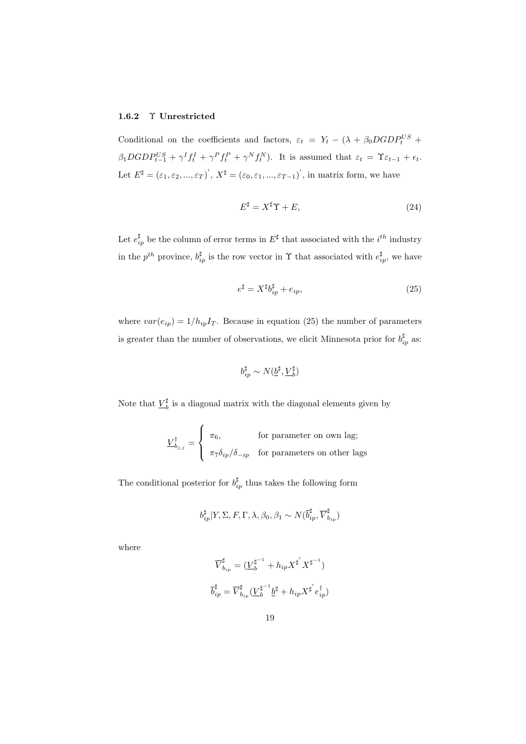### 1.6.2 $\Upsilon$ Unrestricted

Conditional on the coefficients and factors, $\varepsilon_t = Y_t - (\lambda + \beta_0 DGDP_t^{US} + \beta_1 DGDP_{t-1}^{US} + \gamma^I f_t^I + \gamma^P f_t^P + \gamma^N f_t^N)$. It is assumed that $\varepsilon_t = \Upsilon\varepsilon_{t-1} + \epsilon_t$. Let $E^\sharp = (\varepsilon_1, \varepsilon_2, ..., \varepsilon_T)'$, $X^\sharp = (\varepsilon_0, \varepsilon_1, ..., \varepsilon_{T-1})'$, in matrix form, we have

$$E^\sharp = X^\sharp \Upsilon + E, \tag{24}$$

Let $e_{ip}^\sharp$ be the column of error terms in $E^\sharp$ that associated with the $i^{th}$ industry in the $p^{th}$ province, $b_{ip}^\sharp$ is the row vector in $\Upsilon$ that associated with $e_{ip}^\sharp$, we have

$$e^\sharp = X^\sharp b_{ip}^\sharp + e_{ip}, \tag{25}$$

where $var(e_{ip}) = 1/h_{ip} I_T$. Because in equation (25) the number of parameters is greater than the number of observations, we elicit Minnesota prior for $b_{ip}^\sharp$ as:

$$b_{ip}^\sharp \sim N(\underline{b}^\sharp, \underline{V}_b^\sharp)$$

Note that $\underline{V}_b^\sharp$ is a diagonal matrix with the diagonal elements given by

$$\underline{V}_{b_{j,j}}^\dagger = \begin{cases} \pi_6, & \text{for parameter on own lag;} \\ \pi_7 \delta_{ip}/\delta_{-ip} & \text{for parameters on other lags} \end{cases}$$

The conditional posterior for $b_{ip}^\sharp$ thus takes the following form

$$b_{ip}^\sharp | Y, \Sigma, F, \Gamma, \lambda, \beta_0, \beta_1 \sim N(\overline{b}_{ip}^\sharp, \overline{V}_{b_{ip}}^\sharp)$$

where

$$\overline{V}_{b_{ip}}^\sharp = (\underline{V}_b^{\sharp^{-1}} + h_{ip} X^{\sharp'} X^{\sharp^{-1}})$$

$$\overline{b}_{ip}^\sharp = \overline{V}_{b_{ip}}^\sharp (\underline{V}_b^{\sharp^{-1}} \underline{b}^\sharp + h_{ip} X^{\sharp'} e_{ip}^\dagger)$$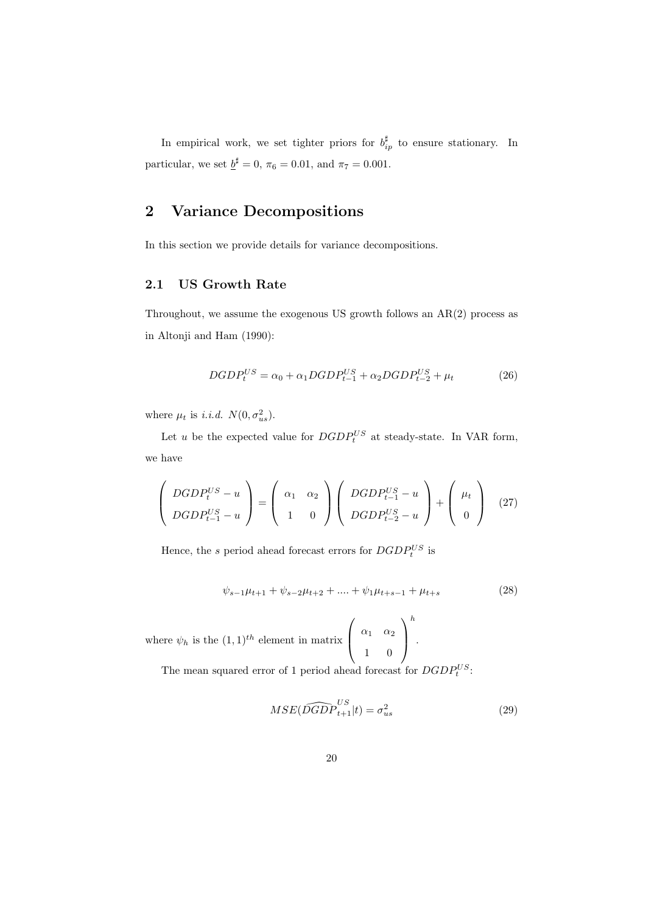In empirical work, we set tighter priors for $b_{ip}^{\sharp}$ to ensure stationary. In particular, we set $\underline{b}^{\sharp} = 0$, $\pi_6 = 0.01$, and $\pi_7 = 0.001$.

# 2 Variance Decompositions

In this section we provide details for variance decompositions.

## 2.1 US Growth Rate

Throughout, we assume the exogenous US growth follows an AR(2) process as in Altonji and Ham (1990):

$$DGDP_t^{US} = \alpha_0 + \alpha_1 DGDP_{t-1}^{US} + \alpha_2 DGDP_{t-2}^{US} + \mu_t \tag{26}$$

where $\mu_t$ is *i.i.d.* $N(0, \sigma_{us}^2)$.

Let $u$ be the expected value for $DGDP_t^{US}$ at steady-state. In VAR form, we have

$$\begin{pmatrix} DGDP_t^{US} - u \\ DGDP_{t-1}^{US} - u \end{pmatrix} = \begin{pmatrix} \alpha_1 & \alpha_2 \\ 1 & 0 \end{pmatrix} \begin{pmatrix} DGDP_{t-1}^{US} - u \\ DGDP_{t-2}^{US} - u \end{pmatrix} + \begin{pmatrix} \mu_t \\ 0 \end{pmatrix} \tag{27}$$

Hence, the $s$ period ahead forecast errors for $DGDP_t^{US}$ is

$$\psi_{s-1}\mu_{t+1} + \psi_{s-2}\mu_{t+2} + .... + \psi_1 \mu_{t+s-1} + \mu_{t+s} \tag{28}$$

where $\psi_h$ is the $(1,1)^{th}$ element in matrix $\begin{pmatrix} \alpha_1 & \alpha_2 \\ 1 & 0 \end{pmatrix}^h$.

The mean squared error of 1 period ahead forecast for $DGDP_t^{US}$:

$$MSE(\widehat{DGDP}_{t+1}^{US}|t) = \sigma_{us}^2 \tag{29}$$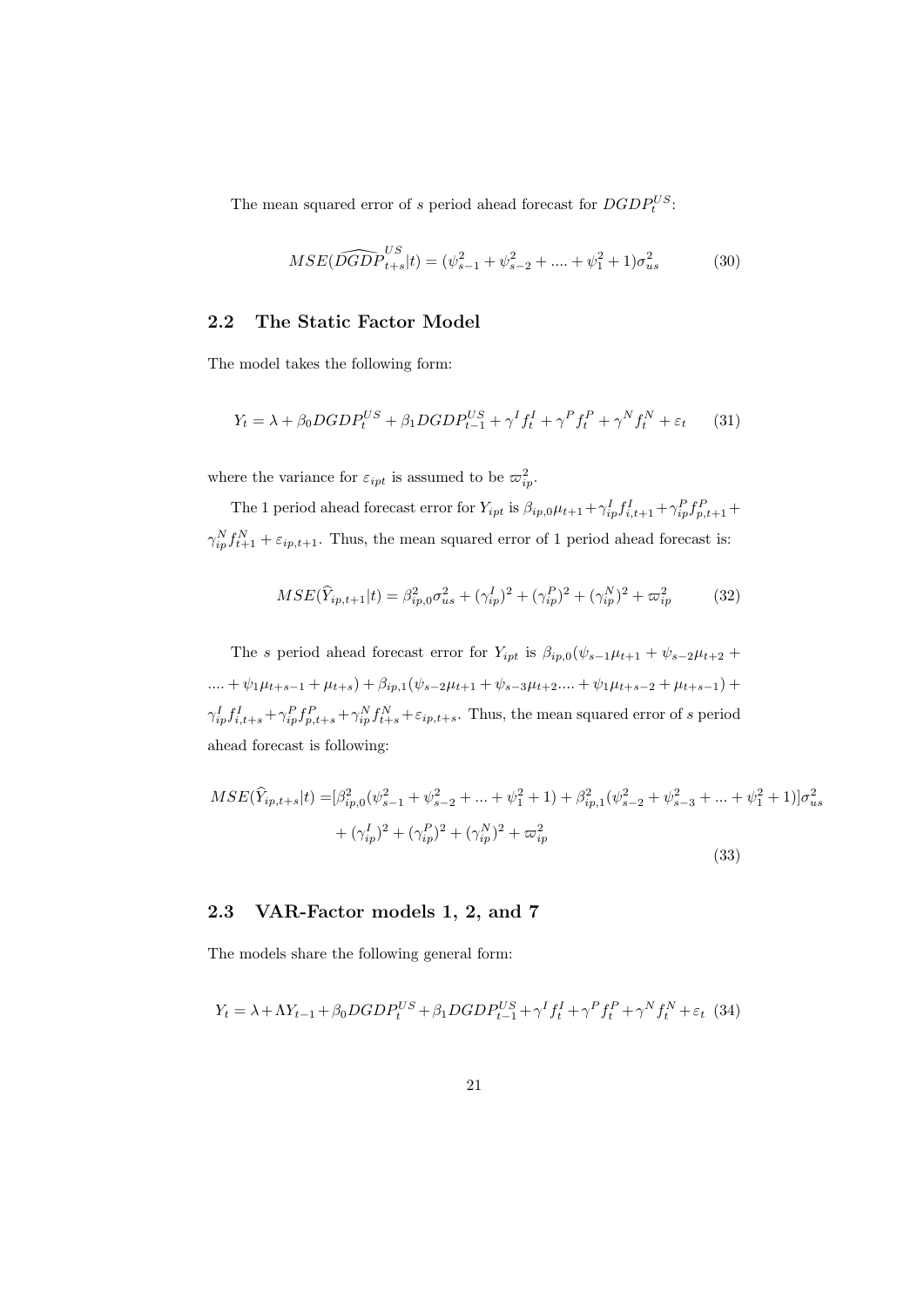The mean squared error of $s$ period ahead forecast for $DGDP_t^{US}$:

$$MSE(\widehat{DGDP}_{t+s}^{US}|t) = (\psi_{s-1}^2 + \psi_{s-2}^2 + .... + \psi_1^2 + 1)\sigma_{us}^2 \tag{30}$$

## 2.2 The Static Factor Model

The model takes the following form:

$$Y_t = \lambda + \beta_0 DGDP_t^{US} + \beta_1 DGDP_{t-1}^{US} + \gamma^I f_t^I + \gamma^P f_t^P + \gamma^N f_t^N + \varepsilon_t \tag{31}$$

where the variance for $\varepsilon_{ipt}$ is assumed to be $\varpi_{ip}^2$.

The 1 period ahead forecast error for $Y_{ipt}$ is $\beta_{ip,0}\mu_{t+1} + \gamma_{ip}^I f_{i,t+1}^I + \gamma_{ip}^P f_{p,t+1}^P + \gamma_{ip}^N f_{t+1}^N + \varepsilon_{ip,t+1}$. Thus, the mean squared error of 1 period ahead forecast is:

$$MSE(\widehat{Y}_{ip,t+1}|t) = \beta_{ip,0}^2\sigma_{us}^2 + (\gamma_{ip}^I)^2 + (\gamma_{ip}^P)^2 + (\gamma_{ip}^N)^2 + \varpi_{ip}^2 \tag{32}$$

The $s$ period ahead forecast error for $Y_{ipt}$ is $\beta_{ip,0}(\psi_{s-1}\mu_{t+1} + \psi_{s-2}\mu_{t+2} + .... + \psi_1\mu_{t+s-1} + \mu_{t+s}) + \beta_{ip,1}(\psi_{s-2}\mu_{t+1} + \psi_{s-3}\mu_{t+2} .... + \psi_1\mu_{t+s-2} + \mu_{t+s-1}) + \gamma_{ip}^I f_{i,t+s}^I + \gamma_{ip}^P f_{p,t+s}^P + \gamma_{ip}^N f_{t+s}^N + \varepsilon_{ip,t+s}$. Thus, the mean squared error of $s$ period ahead forecast is following:

$$\begin{aligned} MSE(\widehat{Y}_{ip,t+s}|t) =& [\beta_{ip,0}^2(\psi_{s-1}^2 + \psi_{s-2}^2 + ... + \psi_1^2 + 1) + \beta_{ip,1}^2(\psi_{s-2}^2 + \psi_{s-3}^2 + ... + \psi_1^2 + 1)]\sigma_{us}^2 \\ &+ (\gamma_{ip}^I)^2 + (\gamma_{ip}^P)^2 + (\gamma_{ip}^N)^2 + \varpi_{ip}^2 \end{aligned} \tag{33}$$

## 2.3 VAR-Factor models 1, 2, and 7

The models share the following general form:

$$Y_t = \lambda + \Lambda Y_{t-1} + \beta_0 DGDP_t^{US} + \beta_1 DGDP_{t-1}^{US} + \gamma^I f_t^I + \gamma^P f_t^P + \gamma^N f_t^N + \varepsilon_t \tag{34}$$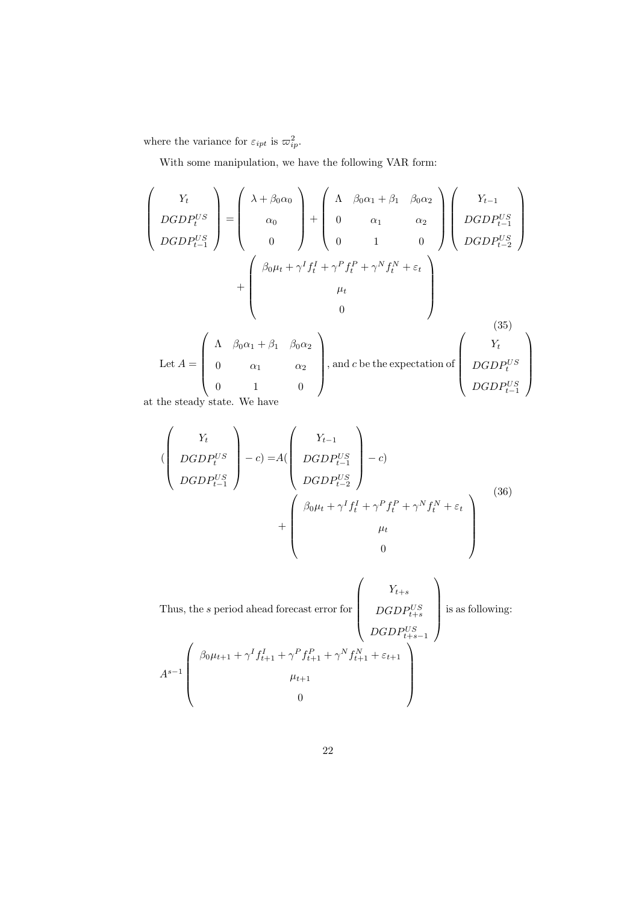where the variance for $\varepsilon_{ipt}$ is $\varpi_{ip}^2$.

With some manipulation, we have the following VAR form:

$$
\begin{pmatrix} Y_t \\ DGDP_t^{US} \\ DGDP_{t-1}^{US} \end{pmatrix} = \begin{pmatrix} \lambda + \beta_0 \alpha_0 \\ \alpha_0 \\ 0 \end{pmatrix} + \begin{pmatrix} \Lambda & \beta_0 \alpha_1 + \beta_1 & \beta_0 \alpha_2 \\ 0 & \alpha_1 & \alpha_2 \\ 0 & 1 & 0 \end{pmatrix} \begin{pmatrix} Y_{t-1} \\ DGDP_{t-1}^{US} \\ DGDP_{t-2}^{US} \end{pmatrix} + \begin{pmatrix} \beta_0 \mu_t + \gamma^I f_t^I + \gamma^P f_t^P + \gamma^N f_t^N + \varepsilon_t \\ \mu_t \\ 0 \end{pmatrix} \tag{35}
$$

Let $A = \begin{pmatrix} \Lambda & \beta_0 \alpha_1 + \beta_1 & \beta_0 \alpha_2 \\ 0 & \alpha_1 & \alpha_2 \\ 0 & 1 & 0 \end{pmatrix}$, and $c$ be the expectation of $\begin{pmatrix} Y_t \\ DGDP_t^{US} \\ DGDP_{t-1}^{US} \end{pmatrix}$ at the steady state. We have

$$
\left( \begin{pmatrix} Y_t \\ DGDP_t^{US} \\ DGDP_{t-1}^{US} \end{pmatrix} - c \right) = A \left( \begin{pmatrix} Y_{t-1} \\ DGDP_{t-1}^{US} \\ DGDP_{t-2}^{US} \end{pmatrix} - c \right) + \begin{pmatrix} \beta_0 \mu_t + \gamma^I f_t^I + \gamma^P f_t^P + \gamma^N f_t^N + \varepsilon_t \\ \mu_t \\ 0 \end{pmatrix} \tag{36}
$$

Thus, the $s$ period ahead forecast error for $\begin{pmatrix} Y_{t+s} \\ DGDP_{t+s}^{US} \\ DGDP_{t+s-1}^{US} \end{pmatrix}$ is as following:

$$
A^{s-1} \begin{pmatrix} \beta_0 \mu_{t+1} + \gamma^I f_{t+1}^I + \gamma^P f_{t+1}^P + \gamma^N f_{t+1}^N + \varepsilon_{t+1} \\ \mu_{t+1} \\ 0 \end{pmatrix}
$$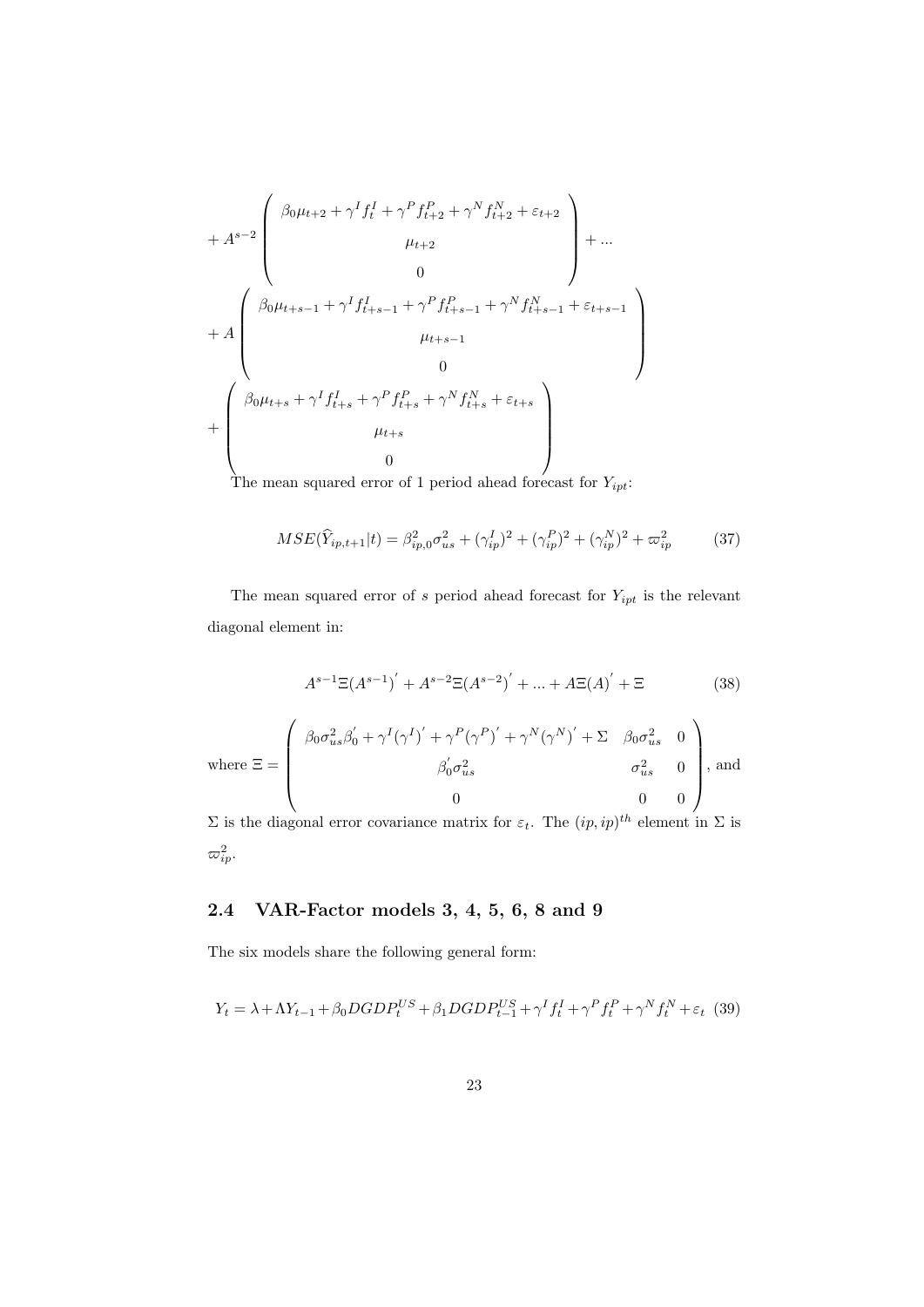$$
+ A^{s-2} \begin{pmatrix} \beta_0 \mu_{t+2} + \gamma^I f_t^I + \gamma^P f_{t+2}^P + \gamma^N f_{t+2}^N + \varepsilon_{t+2} \\ \mu_{t+2} \\ 0 \end{pmatrix} + ...
$$

$$
+ A \begin{pmatrix} \beta_0 \mu_{t+s-1} + \gamma^I f_{t+s-1}^I + \gamma^P f_{t+s-1}^P + \gamma^N f_{t+s-1}^N + \varepsilon_{t+s-1} \\ \mu_{t+s-1} \\ 0 \end{pmatrix}
$$

$$
+ \begin{pmatrix} \beta_0 \mu_{t+s} + \gamma^I f_{t+s}^I + \gamma^P f_{t+s}^P + \gamma^N f_{t+s}^N + \varepsilon_{t+s} \\ \mu_{t+s} \\ 0 \end{pmatrix}
$$

The mean squared error of 1 period ahead forecast for $Y_{ipt}$:

$$
MSE(\widehat{Y}_{ip,t+1}|t) = \beta_{ip,0}^2 \sigma_{us}^2 + (\gamma_{ip}^I)^2 + (\gamma_{ip}^P)^2 + (\gamma_{ip}^N)^2 + \varpi_{ip}^2 \tag{37}
$$

The mean squared error of $s$ period ahead forecast for $Y_{ipt}$ is the relevant diagonal element in:

$$
A^{s-1}\Xi(A^{s-1})' + A^{s-2}\Xi(A^{s-2})' + ... + A\Xi(A)' + \Xi \tag{38}
$$

where $\Xi = \begin{pmatrix} \beta_0 \sigma_{us}^2 \beta_0' + \gamma^I (\gamma^I)' + \gamma^P (\gamma^P)' + \gamma^N (\gamma^N)' + \Sigma & \beta_0 \sigma_{us}^2 & 0 \\ \beta_0' \sigma_{us}^2 & \sigma_{us}^2 & 0 \\ 0 & 0 & 0 \end{pmatrix}$, and $\Sigma$ is the diagonal error covariance matrix for $\varepsilon_t$. The $(ip, ip)^{th}$ element in $\Sigma$ is $\varpi_{ip}^2$.

## 2.4 VAR-Factor models 3, 4, 5, 6, 8 and 9

The six models share the following general form:

$$
Y_t = \lambda + \Lambda Y_{t-1} + \beta_0 DGDP_t^{US} + \beta_1 DGDP_{t-1}^{US} + \gamma^I f_t^I + \gamma^P f_t^P + \gamma^N f_t^N + \varepsilon_t \tag{39}
$$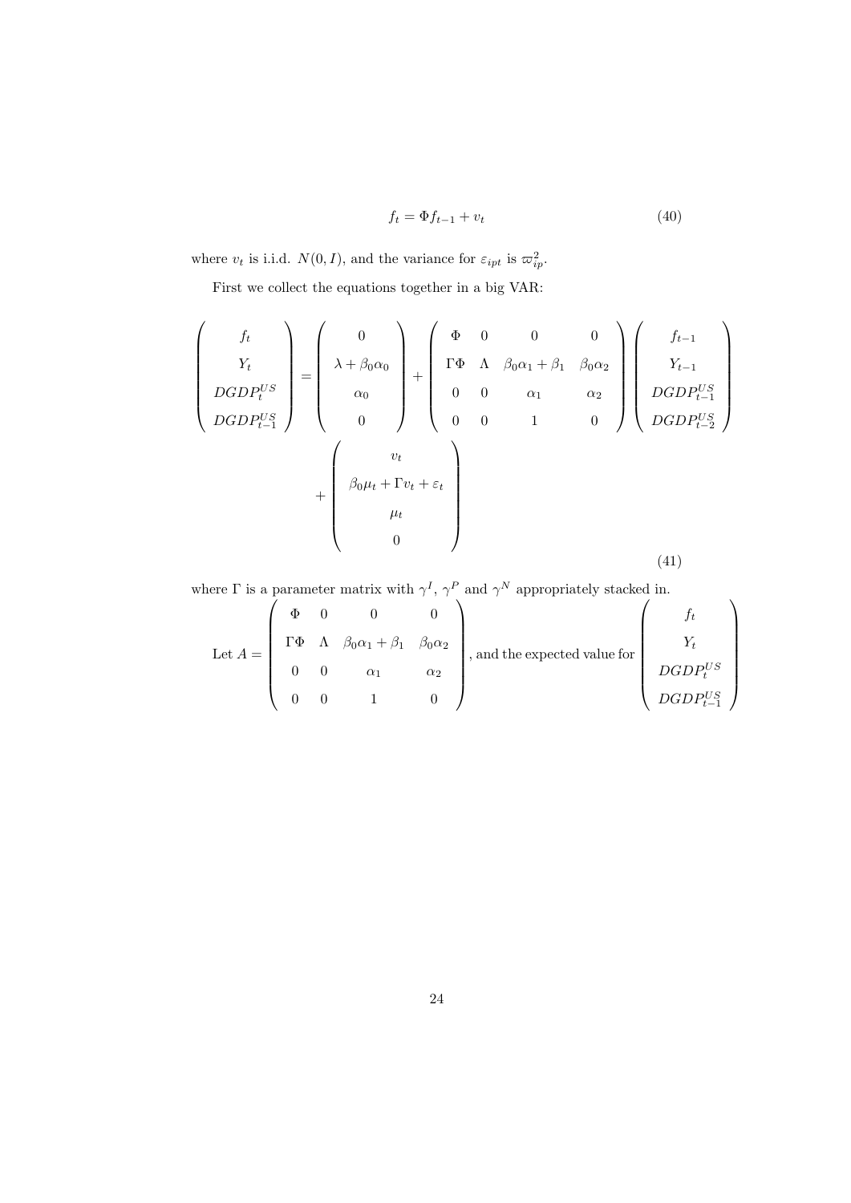$$f_t = \Phi f_{t-1} + v_t \tag{40}$$

where $v_t$ is i.i.d. $N(0, I)$, and the variance for $\varepsilon_{ipt}$ is $\varpi_{ip}^2$.

First we collect the equations together in a big VAR:

$$\begin{pmatrix} f_t \\ Y_t \\ DGDP_t^{US} \\ DGDP_{t-1}^{US} \end{pmatrix} = \begin{pmatrix} 0 \\ \lambda + \beta_0 \alpha_0 \\ \alpha_0 \\ 0 \end{pmatrix} + \begin{pmatrix} \Phi & 0 & 0 & 0 \\ \Gamma\Phi & \Lambda & \beta_0\alpha_1 + \beta_1 & \beta_0\alpha_2 \\ 0 & 0 & \alpha_1 & \alpha_2 \\ 0 & 0 & 1 & 0 \end{pmatrix} \begin{pmatrix} f_{t-1} \\ Y_{t-1} \\ DGDP_{t-1}^{US} \\ DGDP_{t-2}^{US} \end{pmatrix} + \begin{pmatrix} v_t \\ \beta_0 \mu_t + \Gamma v_t + \varepsilon_t \\ \mu_t \\ 0 \end{pmatrix} \tag{41}$$

where $\Gamma$ is a parameter matrix with $\gamma^I$, $\gamma^P$ and $\gamma^N$ appropriately stacked in.

Let $A = \begin{pmatrix} \Phi & 0 & 0 & 0 \\ \Gamma\Phi & \Lambda & \beta_0\alpha_1 + \beta_1 & \beta_0\alpha_2 \\ 0 & 0 & \alpha_1 & \alpha_2 \\ 0 & 0 & 1 & 0 \end{pmatrix}$, and the expected value for $\begin{pmatrix} f_t \\ Y_t \\ DGDP_t^{US} \\ DGDP_{t-1}^{US} \end{pmatrix}$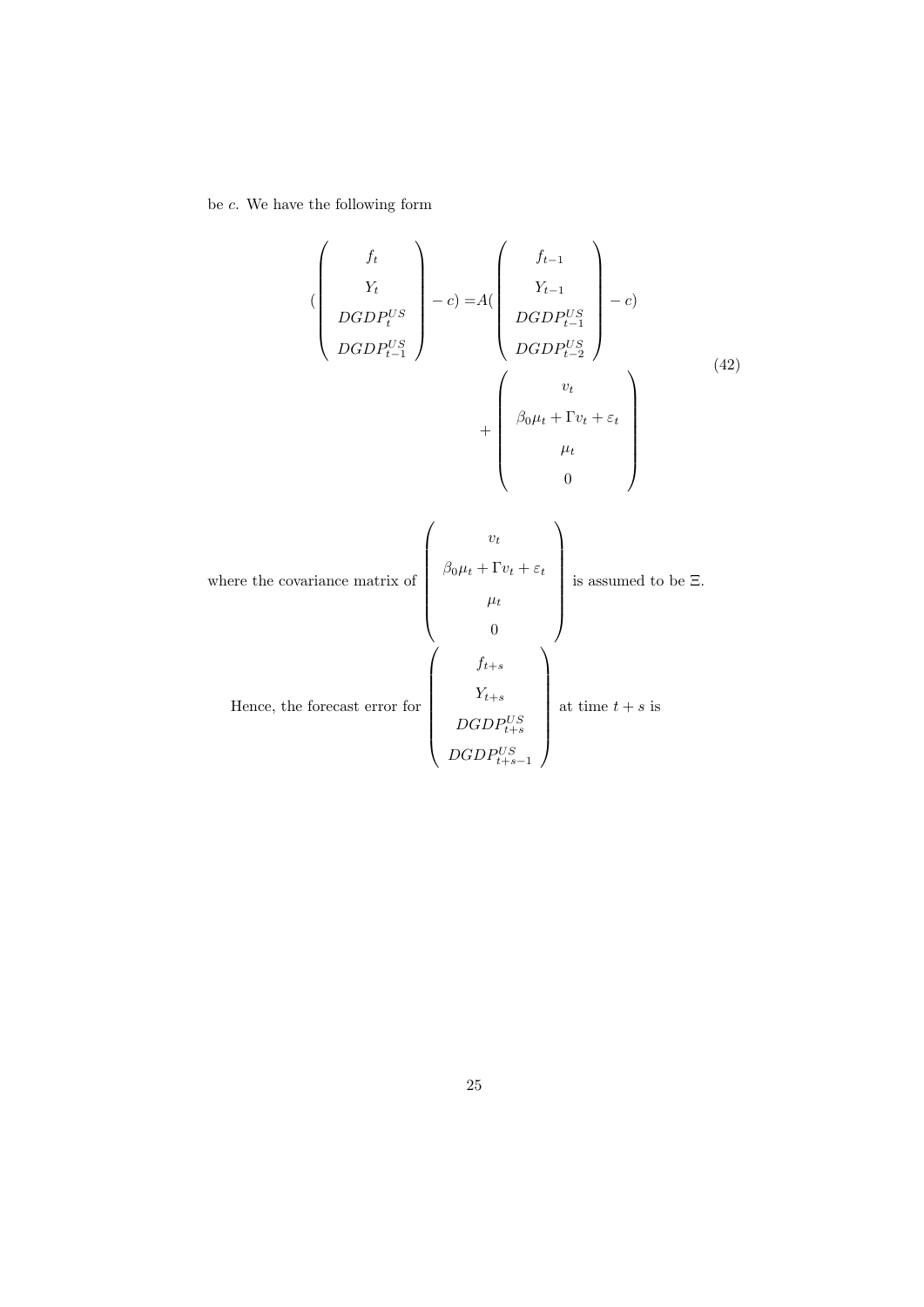be $c$. We have the following form

$$
\left( \begin{pmatrix} f_t \\ Y_t \\ DGDP_t^{US} \\ DGDP_{t-1}^{US} \end{pmatrix} - c \right) = A \left( \begin{pmatrix} f_{t-1} \\ Y_{t-1} \\ DGDP_{t-1}^{US} \\ DGDP_{t-2}^{US} \end{pmatrix} - c \right) + \begin{pmatrix} v_t \\ \beta_0 \mu_t + \Gamma v_t + \varepsilon_t \\ \mu_t \\ 0 \end{pmatrix} \tag{42}
$$

where the covariance matrix of $\begin{pmatrix} v_t \\ \beta_0 \mu_t + \Gamma v_t + \varepsilon_t \\ \mu_t \\ 0 \end{pmatrix}$ is assumed to be $\Xi$.

Hence, the forecast error for $\begin{pmatrix} f_{t+s} \\ Y_{t+s} \\ DGDP_{t+s}^{US} \\ DGDP_{t+s-1}^{US} \end{pmatrix}$ at time $t+s$ is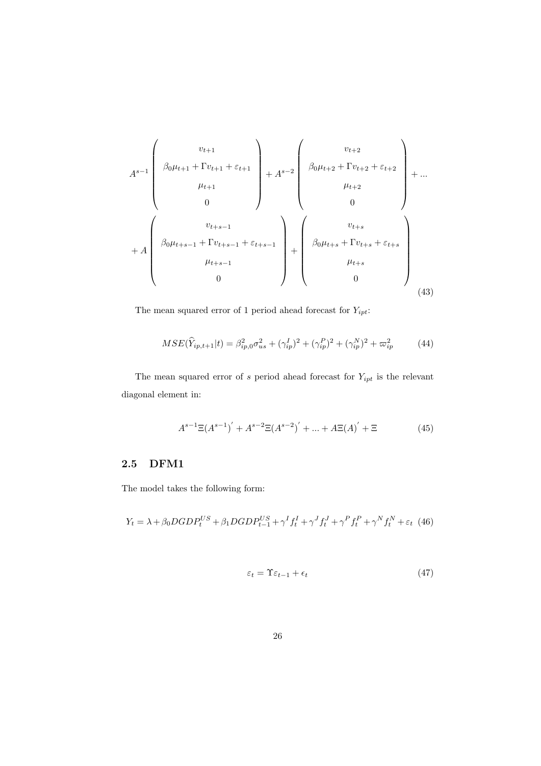$$
A^{s-1}\begin{pmatrix} v_{t+1} \\ \beta_0\mu_{t+1}+\Gamma v_{t+1}+\varepsilon_{t+1} \\ \mu_{t+1} \\ 0 \end{pmatrix} + A^{s-2}\begin{pmatrix} v_{t+2} \\ \beta_0\mu_{t+2}+\Gamma v_{t+2}+\varepsilon_{t+2} \\ \mu_{t+2} \\ 0 \end{pmatrix} + ...
$$

$$
+ A\begin{pmatrix} v_{t+s-1} \\ \beta_0\mu_{t+s-1}+\Gamma v_{t+s-1}+\varepsilon_{t+s-1} \\ \mu_{t+s-1} \\ 0 \end{pmatrix} + \begin{pmatrix} v_{t+s} \\ \beta_0\mu_{t+s}+\Gamma v_{t+s}+\varepsilon_{t+s} \\ \mu_{t+s} \\ 0 \end{pmatrix} \tag{43}
$$

The mean squared error of 1 period ahead forecast for $Y_{ipt}$:

$$
MSE(\widehat{Y}_{ip,t+1}|t) = \beta_{ip,0}^2\sigma_{us}^2 + (\gamma_{ip}^I)^2 + (\gamma_{ip}^P)^2 + (\gamma_{ip}^N)^2 + \varpi_{ip}^2 \tag{44}
$$

The mean squared error of $s$ period ahead forecast for $Y_{ipt}$ is the relevant diagonal element in:

$$
A^{s-1}\Xi(A^{s-1})' + A^{s-2}\Xi(A^{s-2})' + ... + A\Xi(A)' + \Xi \tag{45}
$$

## 2.5 DFM1

The model takes the following form:

$$
Y_t = \lambda + \beta_0 DGDP_t^{US} + \beta_1 DGDP_{t-1}^{US} + \gamma^I f_t^I + \gamma^J f_t^J + \gamma^P f_t^P + \gamma^N f_t^N + \varepsilon_t \tag{46}
$$

$$
\varepsilon_t = \Upsilon\varepsilon_{t-1} + \epsilon_t \tag{47}
$$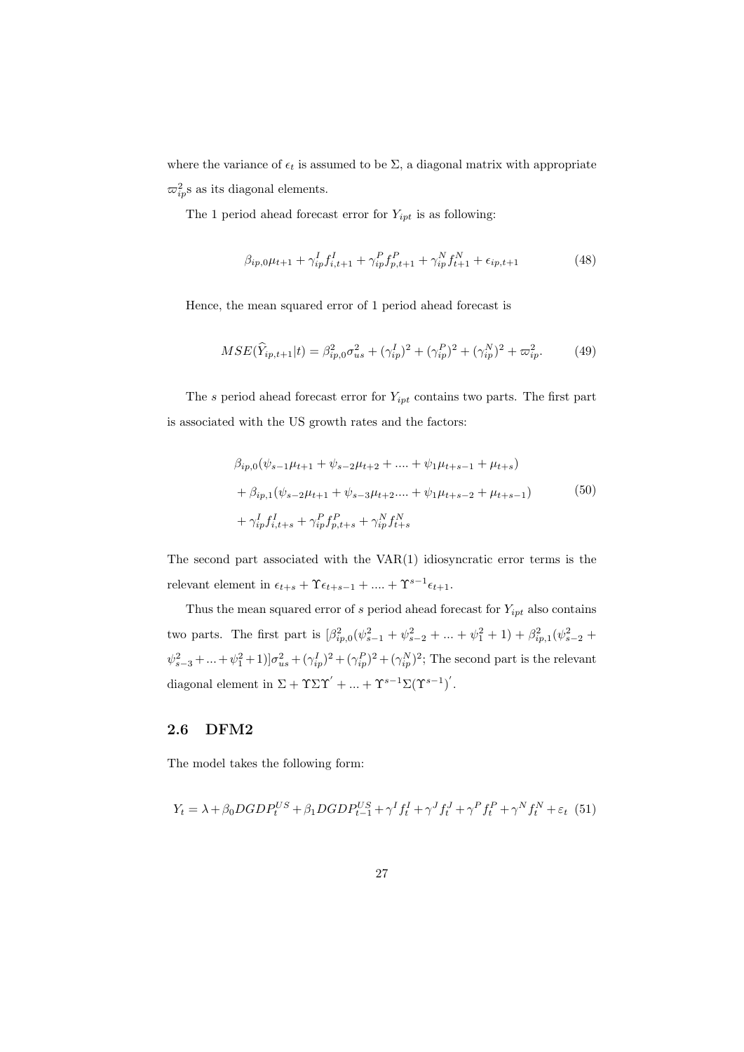where the variance of $\epsilon_t$ is assumed to be $\Sigma$, a diagonal matrix with appropriate $\varpi_{ip}^2$s as its diagonal elements.

The 1 period ahead forecast error for $Y_{ipt}$ is as following:

$$\beta_{ip,0}\mu_{t+1} + \gamma_{ip}^I f_{i,t+1}^I + \gamma_{ip}^P f_{p,t+1}^P + \gamma_{ip}^N f_{t+1}^N + \epsilon_{ip,t+1} \tag{48}$$

Hence, the mean squared error of 1 period ahead forecast is

$$MSE(\widehat{Y}_{ip,t+1}|t) = \beta_{ip,0}^2 \sigma_{us}^2 + (\gamma_{ip}^I)^2 + (\gamma_{ip}^P)^2 + (\gamma_{ip}^N)^2 + \varpi_{ip}^2. \tag{49}$$

The $s$ period ahead forecast error for $Y_{ipt}$ contains two parts. The first part is associated with the US growth rates and the factors:

$$\begin{aligned}
&\beta_{ip,0}(\psi_{s-1}\mu_{t+1} + \psi_{s-2}\mu_{t+2} + .... + \psi_1\mu_{t+s-1} + \mu_{t+s}) \\
&+ \beta_{ip,1}(\psi_{s-2}\mu_{t+1} + \psi_{s-3}\mu_{t+2} .... + \psi_1\mu_{t+s-2} + \mu_{t+s-1}) \\
&+ \gamma_{ip}^I f_{i,t+s}^I + \gamma_{ip}^P f_{p,t+s}^P + \gamma_{ip}^N f_{t+s}^N
\end{aligned} \tag{50}$$

The second part associated with the VAR(1) idiosyncratic error terms is the relevant element in $\epsilon_{t+s} + \Upsilon\epsilon_{t+s-1} + .... + \Upsilon^{s-1}\epsilon_{t+1}$.

Thus the mean squared error of $s$ period ahead forecast for $Y_{ipt}$ also contains two parts. The first part is $[\beta_{ip,0}^2(\psi_{s-1}^2 + \psi_{s-2}^2 + ... + \psi_1^2 + 1) + \beta_{ip,1}^2(\psi_{s-2}^2 + \psi_{s-3}^2 + ... + \psi_1^2 + 1)]\sigma_{us}^2 + (\gamma_{ip}^I)^2 + (\gamma_{ip}^P)^2 + (\gamma_{ip}^N)^2$; The second part is the relevant diagonal element in $\Sigma + \Upsilon\Sigma\Upsilon' + ... + \Upsilon^{s-1}\Sigma(\Upsilon^{s-1})'$.

## 2.6 DFM2

The model takes the following form:

$$Y_t = \lambda + \beta_0 DGDP_t^{US} + \beta_1 DGDP_{t-1}^{US} + \gamma^I f_t^I + \gamma^J f_t^J + \gamma^P f_t^P + \gamma^N f_t^N + \varepsilon_t \tag{51}$$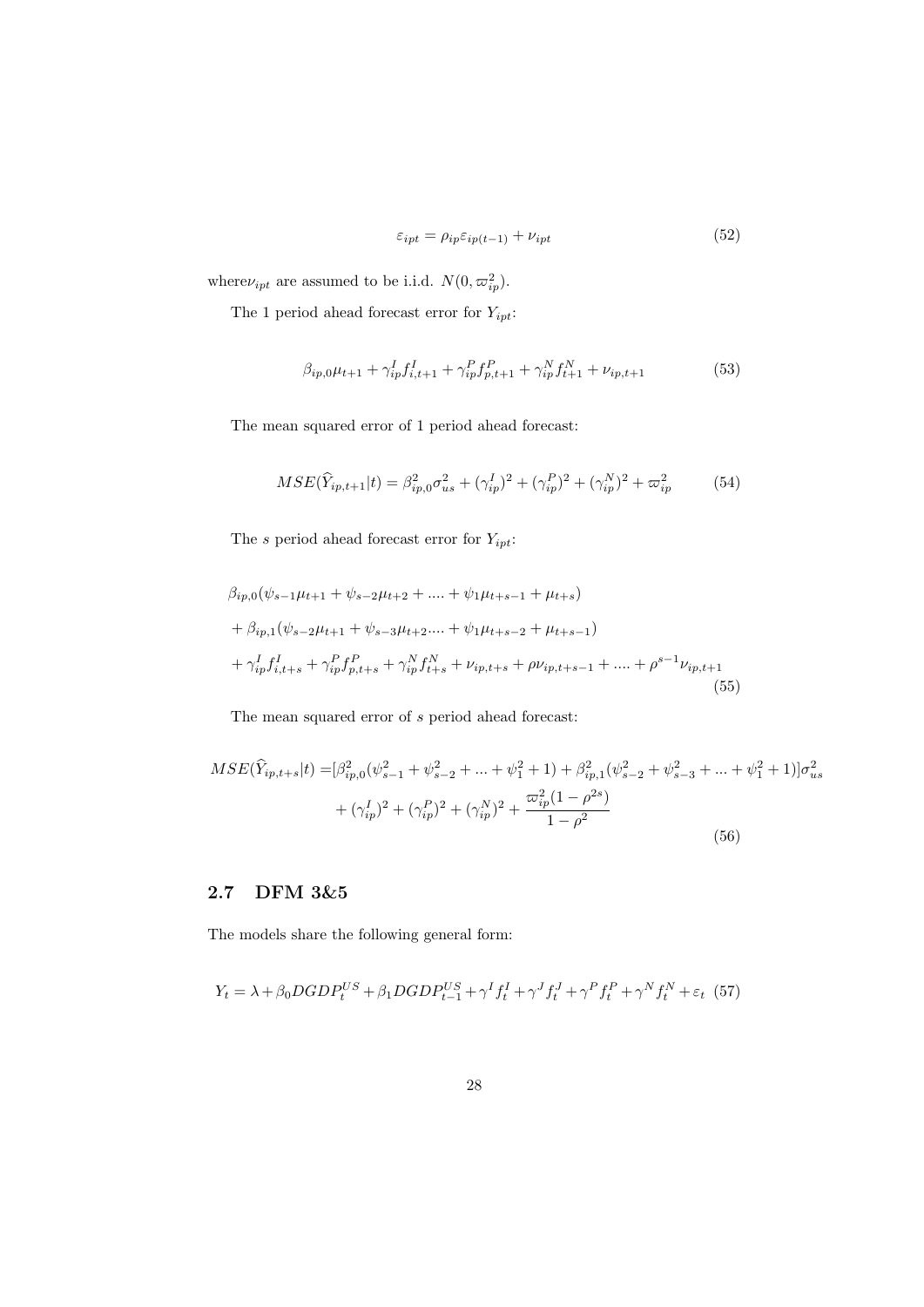$$\varepsilon_{ipt} = \rho_{ip}\varepsilon_{ip(t-1)} + \nu_{ipt} \tag{52}$$

where$\nu_{ipt}$ are assumed to be i.i.d. $N(0, \varpi_{ip}^2)$.

The 1 period ahead forecast error for $Y_{ipt}$:

$$\beta_{ip,0}\mu_{t+1} + \gamma_{ip}^I f_{i,t+1}^I + \gamma_{ip}^P f_{p,t+1}^P + \gamma_{ip}^N f_{t+1}^N + \nu_{ip,t+1} \tag{53}$$

The mean squared error of 1 period ahead forecast:

$$MSE(\widehat{Y}_{ip,t+1}|t) = \beta_{ip,0}^2\sigma_{us}^2 + (\gamma_{ip}^I)^2 + (\gamma_{ip}^P)^2 + (\gamma_{ip}^N)^2 + \varpi_{ip}^2 \tag{54}$$

The $s$ period ahead forecast error for $Y_{ipt}$:

$$\begin{aligned}
&\beta_{ip,0}(\psi_{s-1}\mu_{t+1} + \psi_{s-2}\mu_{t+2} + .... + \psi_1\mu_{t+s-1} + \mu_{t+s}) \\
&+ \beta_{ip,1}(\psi_{s-2}\mu_{t+1} + \psi_{s-3}\mu_{t+2}.... + \psi_1\mu_{t+s-2} + \mu_{t+s-1}) \\
&+ \gamma_{ip}^I f_{i,t+s}^I + \gamma_{ip}^P f_{p,t+s}^P + \gamma_{ip}^N f_{t+s}^N + \nu_{ip,t+s} + \rho\nu_{ip,t+s-1} + .... + \rho^{s-1}\nu_{ip,t+1}
\end{aligned} \tag{55}$$

The mean squared error of $s$ period ahead forecast:

$$\begin{aligned}
MSE(\widehat{Y}_{ip,t+s}|t) =& [\beta_{ip,0}^2(\psi_{s-1}^2 + \psi_{s-2}^2 + ... + \psi_1^2 + 1) + \beta_{ip,1}^2(\psi_{s-2}^2 + \psi_{s-3}^2 + ... + \psi_1^2 + 1)]\sigma_{us}^2 \\
&+ (\gamma_{ip}^I)^2 + (\gamma_{ip}^P)^2 + (\gamma_{ip}^N)^2 + \frac{\varpi_{ip}^2(1-\rho^{2s})}{1-\rho^2}
\end{aligned} \tag{56}$$

## 2.7 DFM 3&5

The models share the following general form:

$$Y_t = \lambda + \beta_0 DGDP_t^{US} + \beta_1 DGDP_{t-1}^{US} + \gamma^I f_t^I + \gamma^J f_t^J + \gamma^P f_t^P + \gamma^N f_t^N + \varepsilon_t \tag{57}$$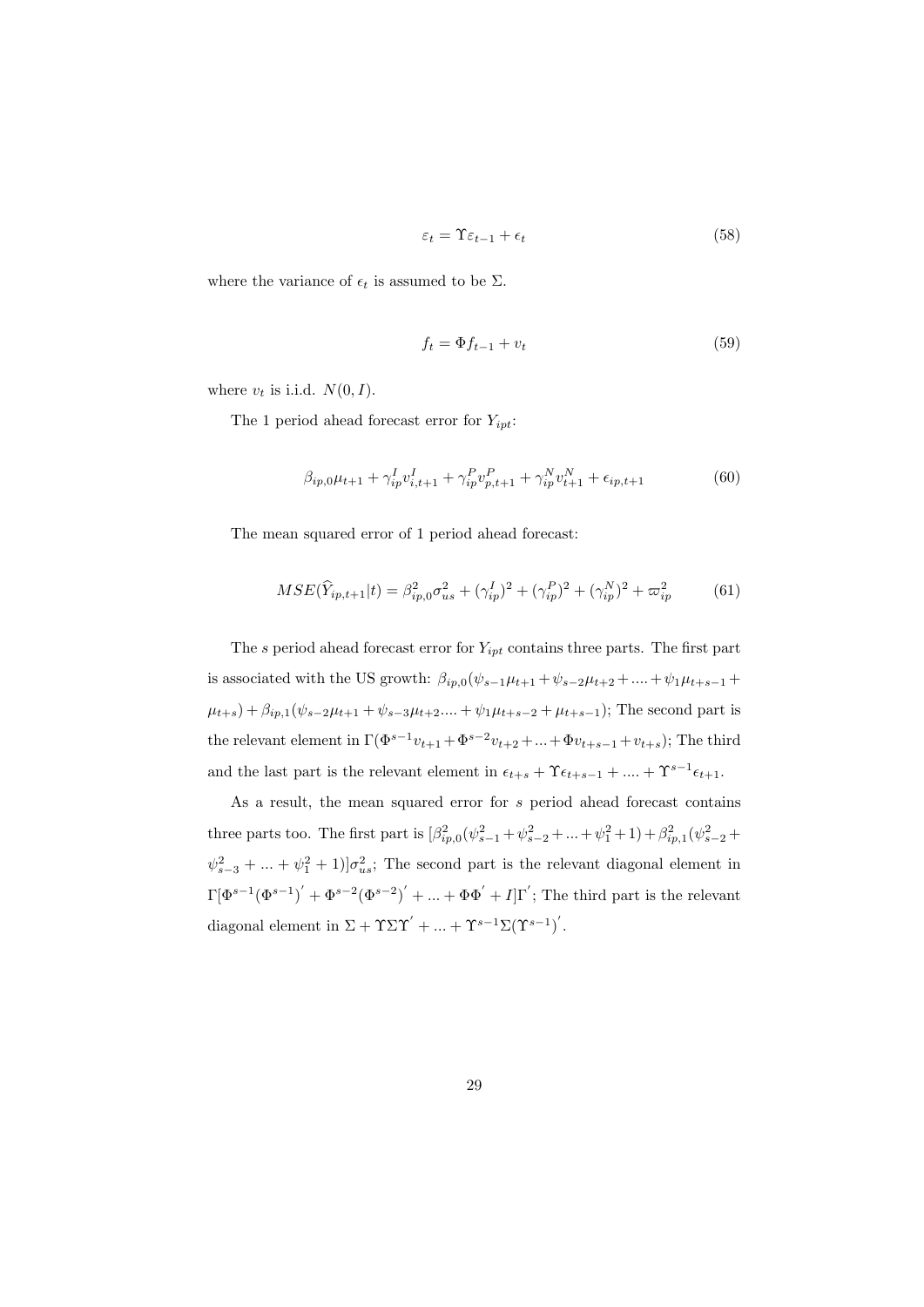$$\varepsilon_t = \Upsilon \varepsilon_{t-1} + \epsilon_t \tag{58}$$

where the variance of $\epsilon_t$ is assumed to be $\Sigma$.

$$f_t = \Phi f_{t-1} + v_t \tag{59}$$

where $v_t$ is i.i.d. $N(0, I)$.

The 1 period ahead forecast error for $Y_{ipt}$:

$$\beta_{ip,0}\mu_{t+1} + \gamma^I_{ip} v^I_{i,t+1} + \gamma^P_{ip} v^P_{p,t+1} + \gamma^N_{ip} v^N_{t+1} + \epsilon_{ip,t+1} \tag{60}$$

The mean squared error of 1 period ahead forecast:

$$MSE(\widehat{Y}_{ip,t+1}|t) = \beta^2_{ip,0}\sigma^2_{us} + (\gamma^I_{ip})^2 + (\gamma^P_{ip})^2 + (\gamma^N_{ip})^2 + \varpi^2_{ip} \tag{61}$$

The $s$ period ahead forecast error for $Y_{ipt}$ contains three parts. The first part is associated with the US growth: $\beta_{ip,0}(\psi_{s-1}\mu_{t+1} + \psi_{s-2}\mu_{t+2} + .... + \psi_1\mu_{t+s-1} + \mu_{t+s}) + \beta_{ip,1}(\psi_{s-2}\mu_{t+1} + \psi_{s-3}\mu_{t+2} .... + \psi_1\mu_{t+s-2} + \mu_{t+s-1})$; The second part is the relevant element in $\Gamma(\Phi^{s-1}v_{t+1} + \Phi^{s-2}v_{t+2} + ... + \Phi v_{t+s-1} + v_{t+s})$; The third and the last part is the relevant element in $\epsilon_{t+s} + \Upsilon\epsilon_{t+s-1} + .... + \Upsilon^{s-1}\epsilon_{t+1}$.

As a result, the mean squared error for $s$ period ahead forecast contains three parts too. The first part is $[\beta^2_{ip,0}(\psi^2_{s-1} + \psi^2_{s-2} + ... + \psi^2_1 + 1) + \beta^2_{ip,1}(\psi^2_{s-2} + \psi^2_{s-3} + ... + \psi^2_1 + 1)]\sigma^2_{us}$; The second part is the relevant diagonal element in $\Gamma[\Phi^{s-1}(\Phi^{s-1})' + \Phi^{s-2}(\Phi^{s-2})' + ... + \Phi\Phi' + I]\Gamma'$; The third part is the relevant diagonal element in $\Sigma + \Upsilon\Sigma\Upsilon' + ... + \Upsilon^{s-1}\Sigma(\Upsilon^{s-1})'$.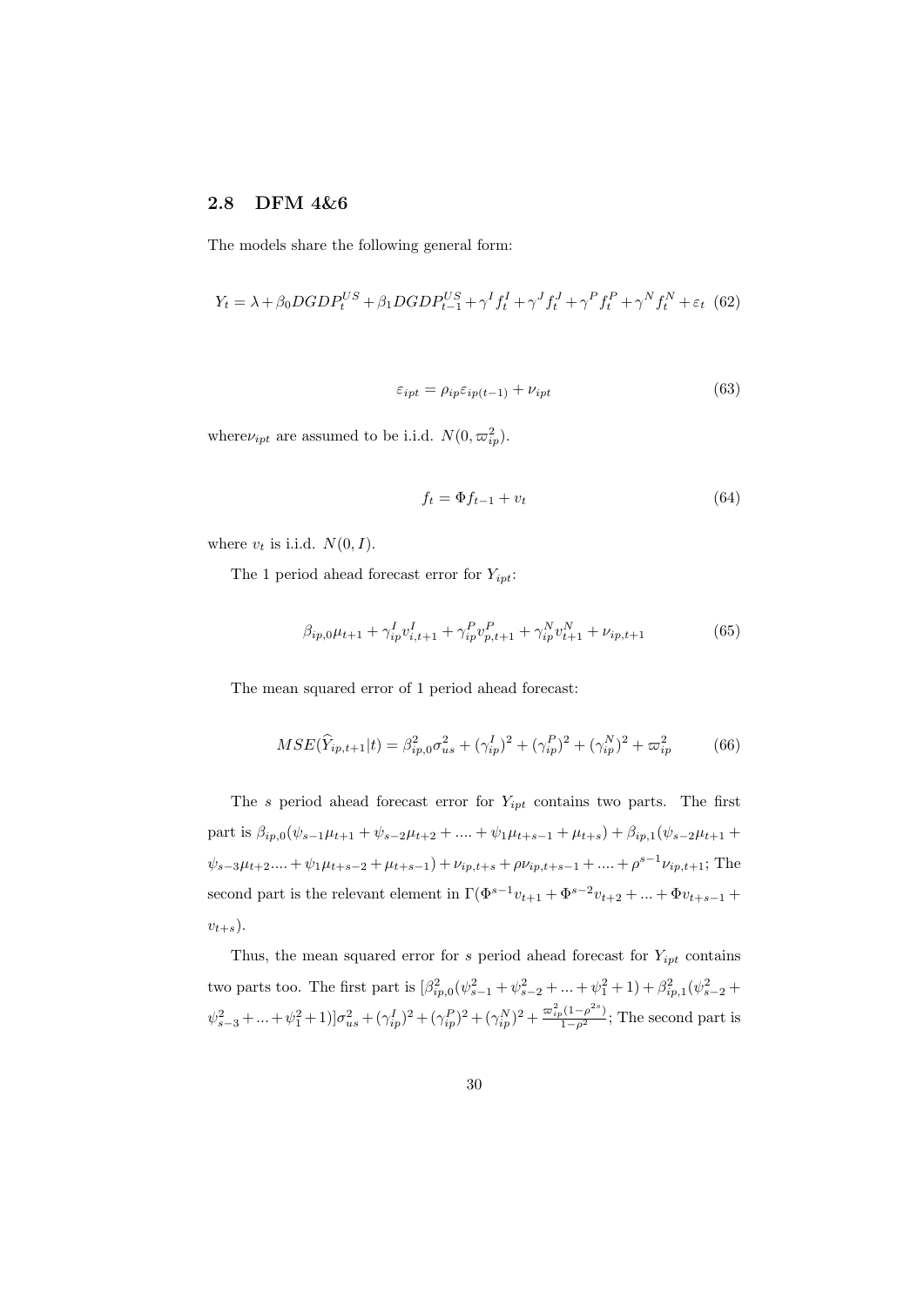## 2.8 DFM 4&6

The models share the following general form:

$$Y_t = \lambda + \beta_0 DGDP_t^{US} + \beta_1 DGDP_{t-1}^{US} + \gamma^I f_t^I + \gamma^J f_t^J + \gamma^P f_t^P + \gamma^N f_t^N + \varepsilon_t \quad (62)$$

$$\varepsilon_{ipt} = \rho_{ip}\varepsilon_{ip(t-1)} + \nu_{ipt} \quad (63)$$

where$\nu_{ipt}$ are assumed to be i.i.d. $N(0, \varpi_{ip}^2)$.

$$f_t = \Phi f_{t-1} + v_t \quad (64)$$

where $v_t$ is i.i.d. $N(0, I)$.

The 1 period ahead forecast error for $Y_{ipt}$:

$$\beta_{ip,0}\mu_{t+1} + \gamma_{ip}^I v_{i,t+1}^I + \gamma_{ip}^P v_{p,t+1}^P + \gamma_{ip}^N v_{t+1}^N + \nu_{ip,t+1} \quad (65)$$

The mean squared error of 1 period ahead forecast:

$$MSE(\widehat{Y}_{ip,t+1}|t) = \beta_{ip,0}^2\sigma_{us}^2 + (\gamma_{ip}^I)^2 + (\gamma_{ip}^P)^2 + (\gamma_{ip}^N)^2 + \varpi_{ip}^2 \quad (66)$$

The $s$ period ahead forecast error for $Y_{ipt}$ contains two parts. The first part is $\beta_{ip,0}(\psi_{s-1}\mu_{t+1} + \psi_{s-2}\mu_{t+2} + .... + \psi_1\mu_{t+s-1} + \mu_{t+s}) + \beta_{ip,1}(\psi_{s-2}\mu_{t+1} + \psi_{s-3}\mu_{t+2}.... + \psi_1\mu_{t+s-2} + \mu_{t+s-1}) + \nu_{ip,t+s} + \rho\nu_{ip,t+s-1} + .... + \rho^{s-1}\nu_{ip,t+1}$; The second part is the relevant element in $\Gamma(\Phi^{s-1}v_{t+1} + \Phi^{s-2}v_{t+2} + ... + \Phi v_{t+s-1} + v_{t+s})$.

Thus, the mean squared error for $s$ period ahead forecast for $Y_{ipt}$ contains two parts too. The first part is $[\beta_{ip,0}^2(\psi_{s-1}^2 + \psi_{s-2}^2 + ... + \psi_1^2 + 1) + \beta_{ip,1}^2(\psi_{s-2}^2 + \psi_{s-3}^2 + ... + \psi_1^2 + 1)]\sigma_{us}^2 + (\gamma_{ip}^I)^2 + (\gamma_{ip}^P)^2 + (\gamma_{ip}^N)^2 + \frac{\varpi_{ip}^2(1-\rho^{2s})}{1-\rho^2}$; The second part is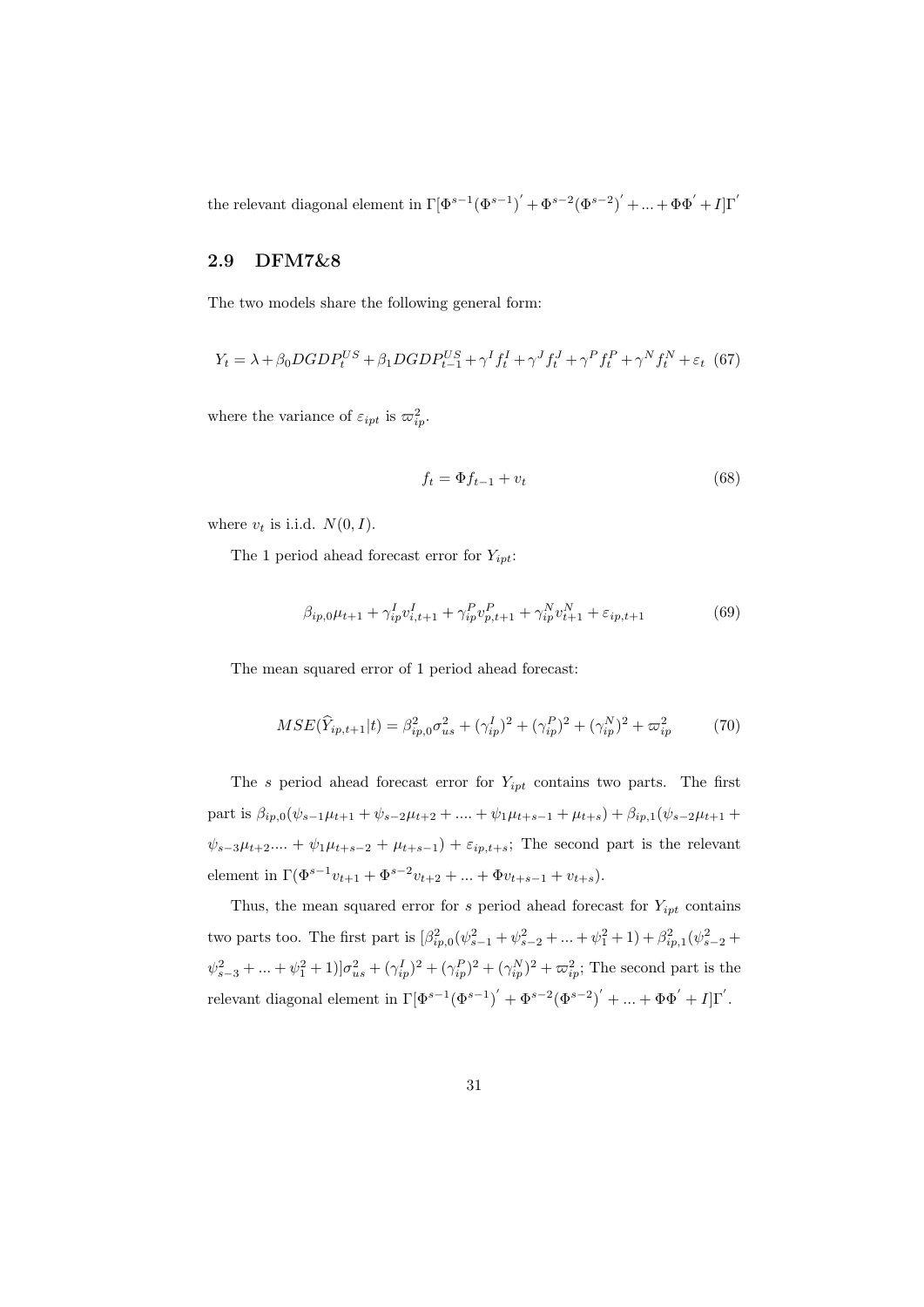the relevant diagonal element in $\Gamma[\Phi^{s-1}(\Phi^{s-1})' + \Phi^{s-2}(\Phi^{s-2})' + ... + \Phi\Phi' + I]\Gamma'$

## 2.9 DFM7&8

The two models share the following general form:

$$Y_t = \lambda + \beta_0 DGDP_t^{US} + \beta_1 DGDP_{t-1}^{US} + \gamma^I f_t^I + \gamma^J f_t^J + \gamma^P f_t^P + \gamma^N f_t^N + \varepsilon_t \quad (67)$$

where the variance of $\varepsilon_{ipt}$ is $\varpi_{ip}^2$.

$$f_t = \Phi f_{t-1} + v_t \quad (68)$$

where $v_t$ is i.i.d. $N(0, I)$.

The 1 period ahead forecast error for $Y_{ipt}$:

$$\beta_{ip,0}\mu_{t+1} + \gamma_{ip}^I v_{i,t+1}^I + \gamma_{ip}^P v_{p,t+1}^P + \gamma_{ip}^N v_{t+1}^N + \varepsilon_{ip,t+1} \quad (69)$$

The mean squared error of 1 period ahead forecast:

$$MSE(\widehat{Y}_{ip,t+1}|t) = \beta_{ip,0}^2 \sigma_{us}^2 + (\gamma_{ip}^I)^2 + (\gamma_{ip}^P)^2 + (\gamma_{ip}^N)^2 + \varpi_{ip}^2 \quad (70)$$

The $s$ period ahead forecast error for $Y_{ipt}$ contains two parts. The first part is $\beta_{ip,0}(\psi_{s-1}\mu_{t+1} + \psi_{s-2}\mu_{t+2} + .... + \psi_1\mu_{t+s-1} + \mu_{t+s}) + \beta_{ip,1}(\psi_{s-2}\mu_{t+1} + \psi_{s-3}\mu_{t+2}.... + \psi_1\mu_{t+s-2} + \mu_{t+s-1}) + \varepsilon_{ip,t+s}$; The second part is the relevant element in $\Gamma(\Phi^{s-1}v_{t+1} + \Phi^{s-2}v_{t+2} + ... + \Phi v_{t+s-1} + v_{t+s})$.

Thus, the mean squared error for $s$ period ahead forecast for $Y_{ipt}$ contains two parts too. The first part is $[\beta_{ip,0}^2(\psi_{s-1}^2 + \psi_{s-2}^2 + ... + \psi_1^2 + 1) + \beta_{ip,1}^2(\psi_{s-2}^2 + \psi_{s-3}^2 + ... + \psi_1^2 + 1)]\sigma_{us}^2 + (\gamma_{ip}^I)^2 + (\gamma_{ip}^P)^2 + (\gamma_{ip}^N)^2 + \varpi_{ip}^2$; The second part is the relevant diagonal element in $\Gamma[\Phi^{s-1}(\Phi^{s-1})' + \Phi^{s-2}(\Phi^{s-2})' + ... + \Phi\Phi' + I]\Gamma'$.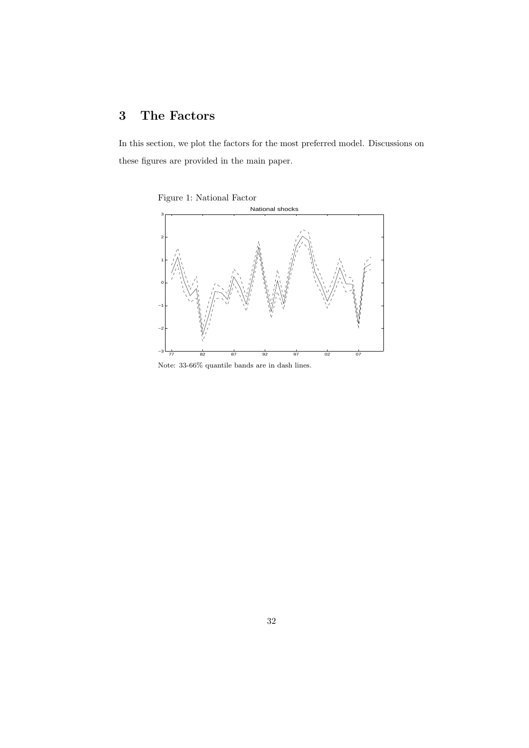## 3 The Factors

In this section, we plot the factors for the most preferred model. Discussions on these figures are provided in the main paper.

Figure 1: National Factor

Note: 33-66% quantile bands are in dash lines.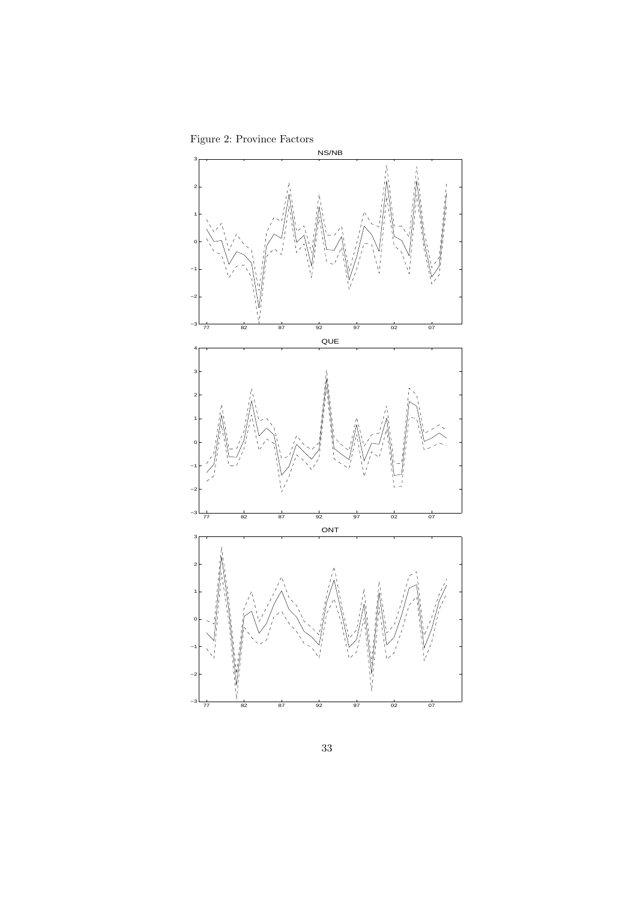Figure 2: Province Factors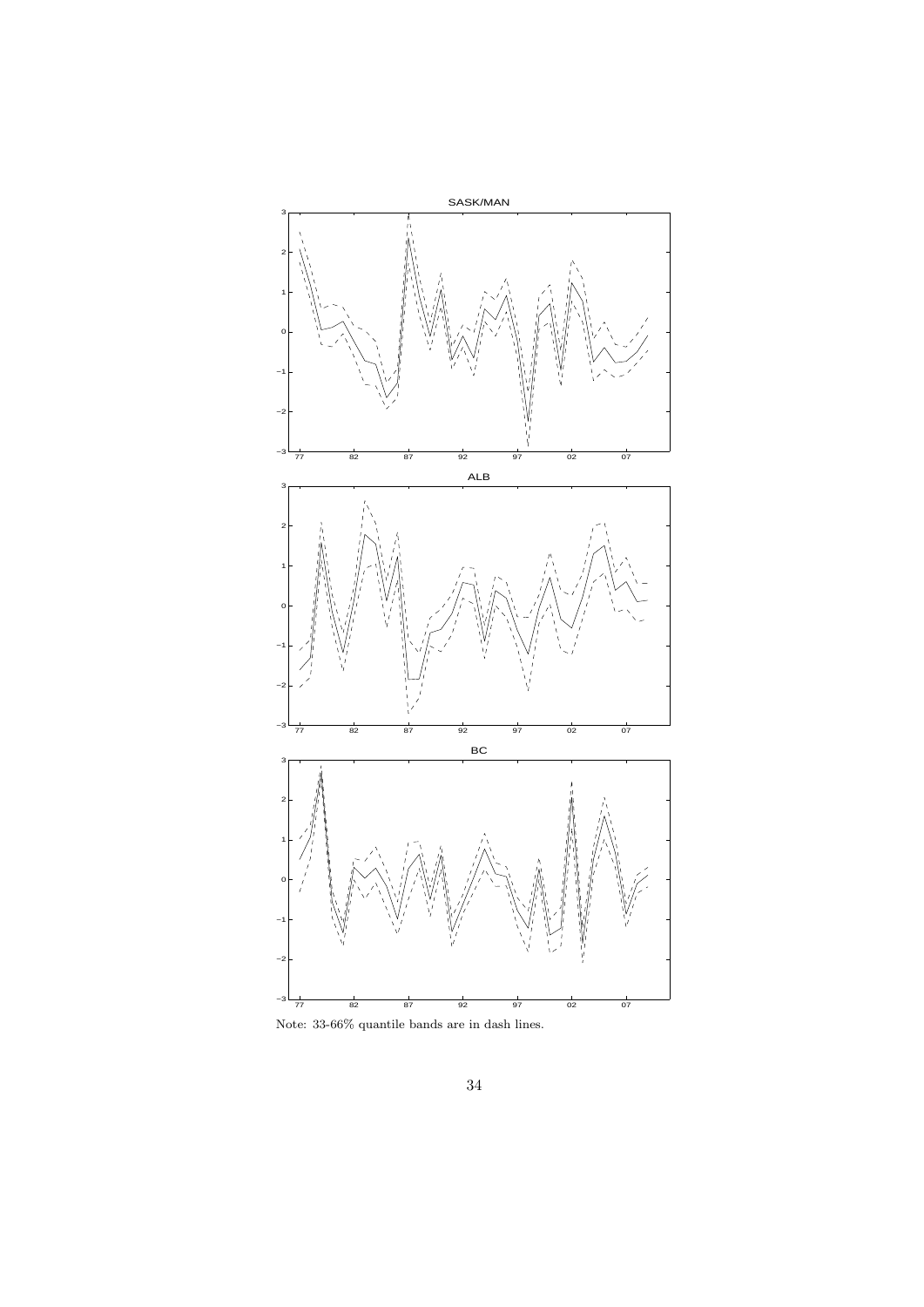Note: 33-66% quantile bands are in dash lines.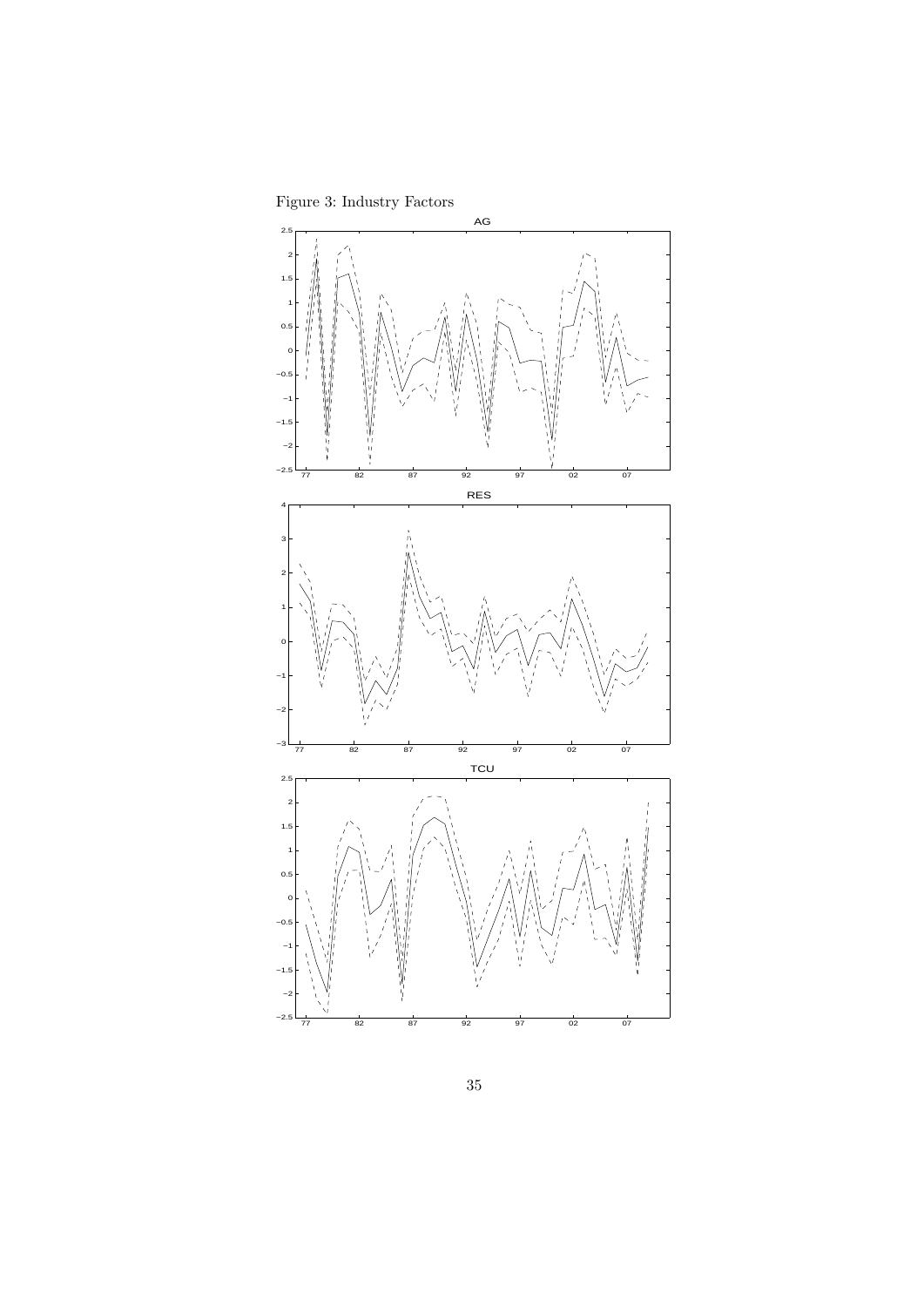Figure 3: Industry Factors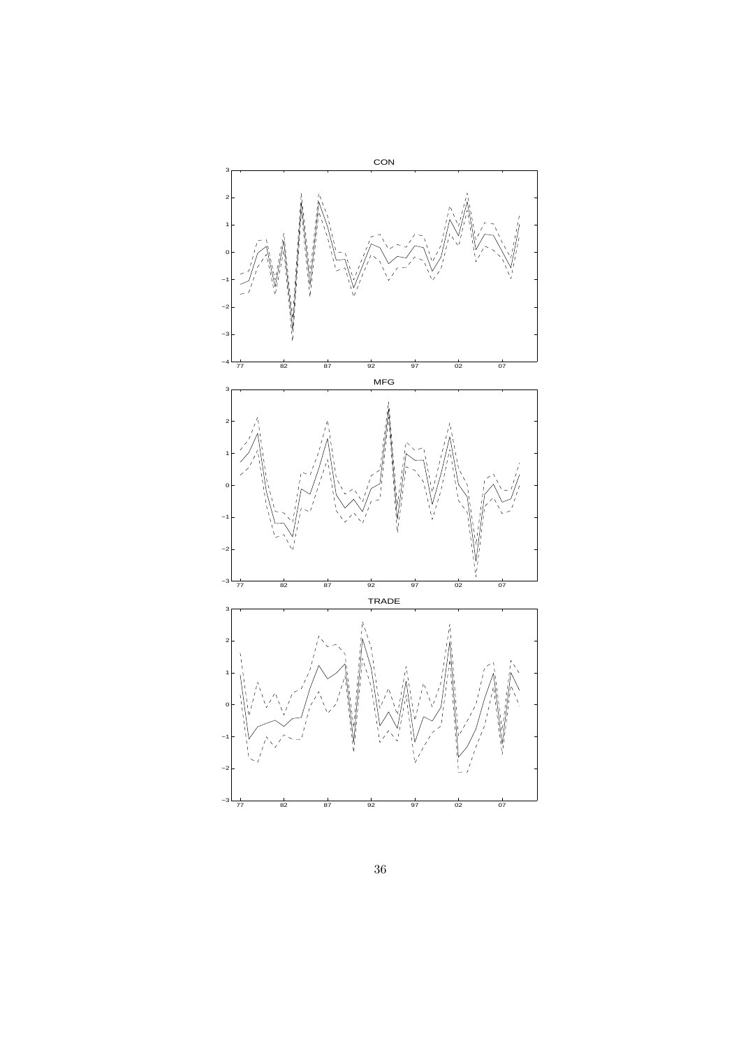CON

MFG

TRADE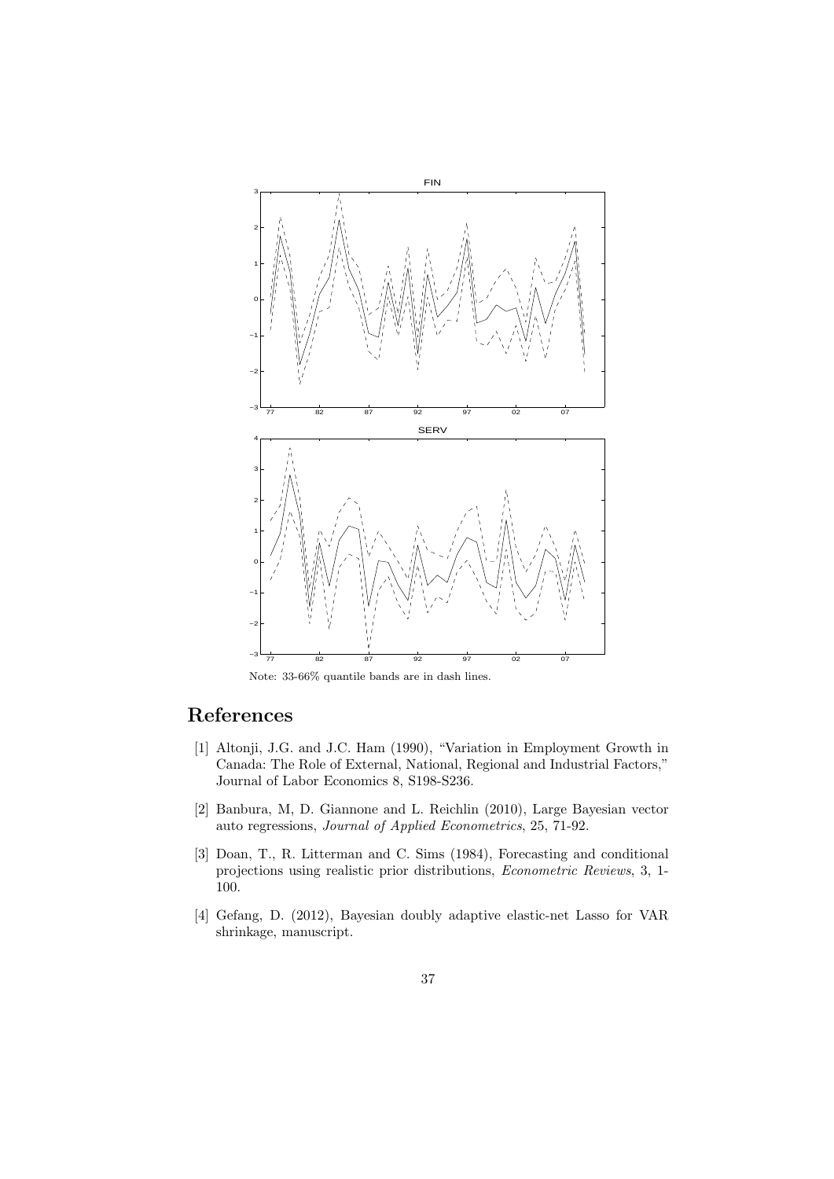Note: 33-66% quantile bands are in dash lines.

# References

[1] Altonji, J.G. and J.C. Ham (1990), "Variation in Employment Growth in Canada: The Role of External, National, Regional and Industrial Factors," Journal of Labor Economics 8, S198-S236.

[2] Banbura, M, D. Giannone and L. Reichlin (2010), Large Bayesian vector auto regressions, *Journal of Applied Econometrics*, 25, 71-92.

[3] Doan, T., R. Litterman and C. Sims (1984), Forecasting and conditional projections using realistic prior distributions, *Econometric Reviews*, 3, 1-100.

[4] Gefang, D. (2012), Bayesian doubly adaptive elastic-net Lasso for VAR shrinkage, manuscript.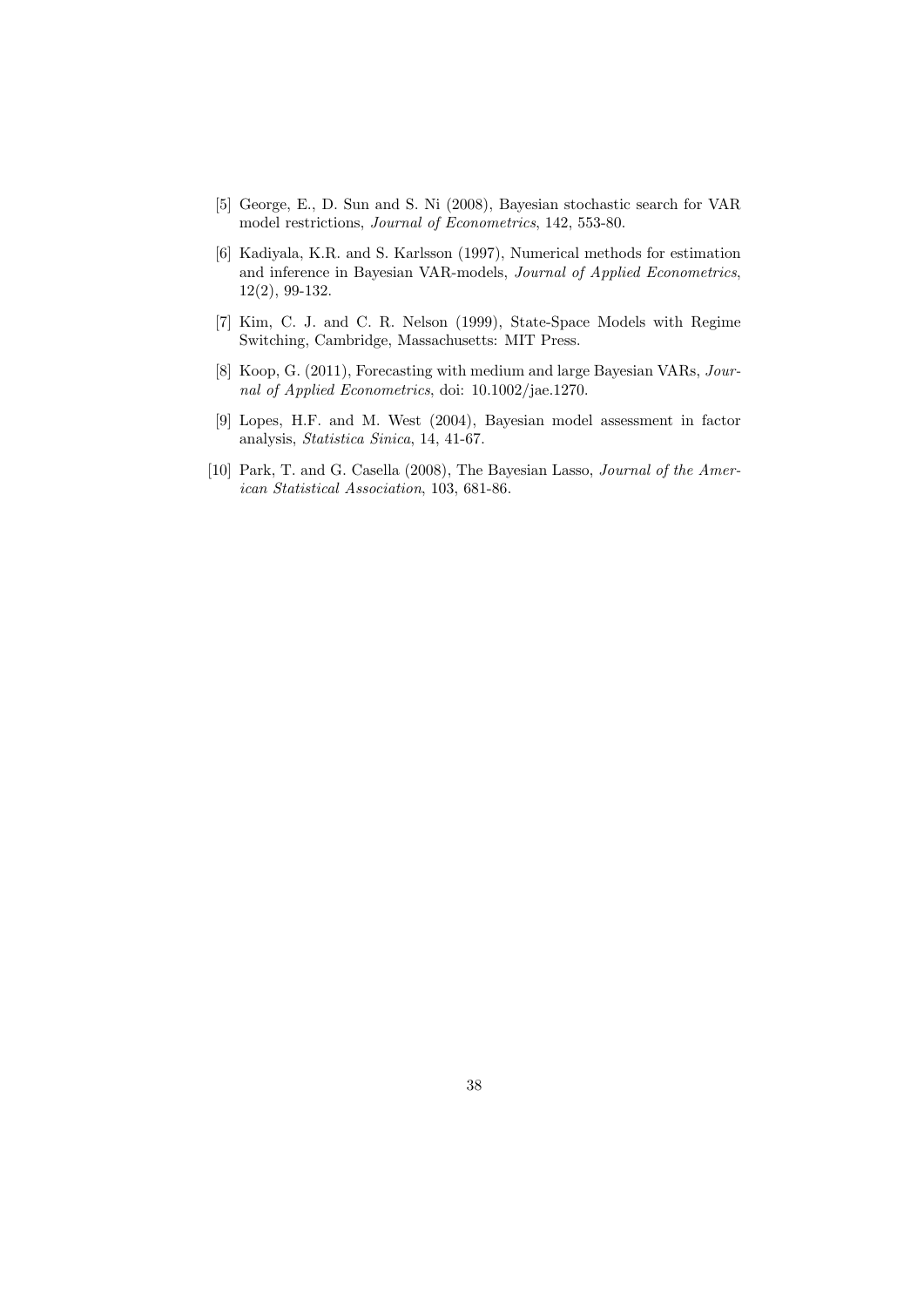[5] George, E., D. Sun and S. Ni (2008), Bayesian stochastic search for VAR model restrictions, *Journal of Econometrics*, 142, 553-80.

[6] Kadiyala, K.R. and S. Karlsson (1997), Numerical methods for estimation and inference in Bayesian VAR-models, *Journal of Applied Econometrics*, 12(2), 99-132.

[7] Kim, C. J. and C. R. Nelson (1999), State-Space Models with Regime Switching, Cambridge, Massachusetts: MIT Press.

[8] Koop, G. (2011), Forecasting with medium and large Bayesian VARs, *Journal of Applied Econometrics*, doi: 10.1002/jae.1270.

[9] Lopes, H.F. and M. West (2004), Bayesian model assessment in factor analysis, *Statistica Sinica*, 14, 41-67.

[10] Park, T. and G. Casella (2008), The Bayesian Lasso, *Journal of the American Statistical Association*, 103, 681-86.